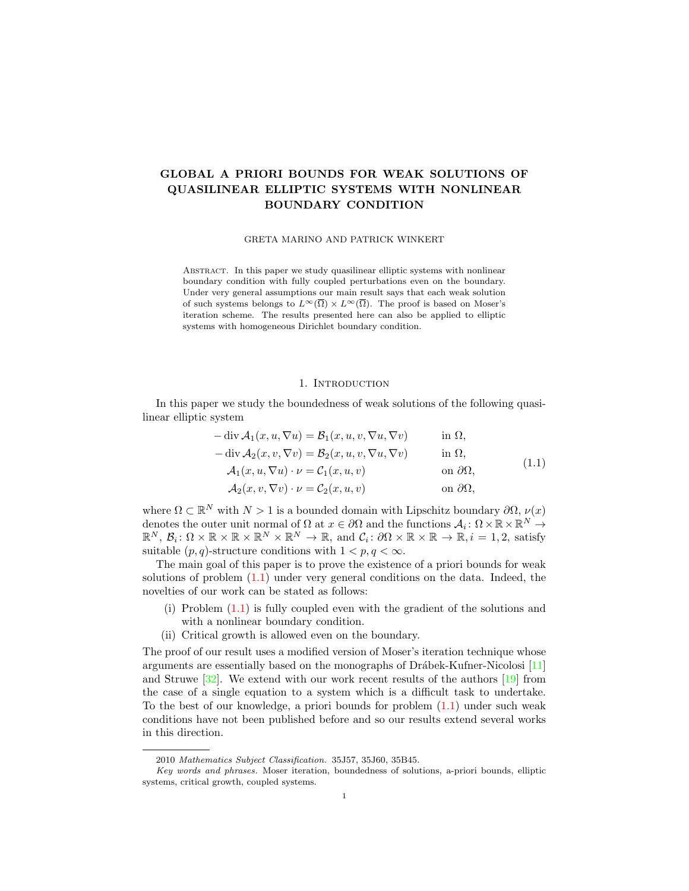# GLOBAL A PRIORI BOUNDS FOR WEAK SOLUTIONS OF QUASILINEAR ELLIPTIC SYSTEMS WITH NONLINEAR BOUNDARY CONDITION

GRETA MARINO AND PATRICK WINKERT

Abstract. In this paper we study quasilinear elliptic systems with nonlinear boundary condition with fully coupled perturbations even on the boundary. Under very general assumptions our main result says that each weak solution of such systems belongs to $L^\infty(\overline{\Omega}) \times L^\infty(\overline{\Omega})$. The proof is based on Moser's iteration scheme. The results presented here can also be applied to elliptic systems with homogeneous Dirichlet boundary condition.

## 1. Introduction

In this paper we study the boundedness of weak solutions of the following quasilinear elliptic system

$$
\begin{aligned}
-\operatorname{div} \mathcal{A}_1(x,u,\nabla u) &= \mathcal{B}_1(x,u,v,\nabla u,\nabla v) && \text{in } \Omega,\\
-\operatorname{div} \mathcal{A}_2(x,v,\nabla v) &= \mathcal{B}_2(x,u,v,\nabla u,\nabla v) && \text{in } \Omega,\\
\mathcal{A}_1(x,u,\nabla u)\cdot \nu &= \mathcal{C}_1(x,u,v) && \text{on } \partial\Omega,\\
\mathcal{A}_2(x,v,\nabla v)\cdot \nu &= \mathcal{C}_2(x,u,v) && \text{on } \partial\Omega,
\end{aligned}
\tag{1.1}
$$

where $\Omega \subset \mathbb{R}^N$ with $N > 1$ is a bounded domain with Lipschitz boundary $\partial\Omega$, $\nu(x)$ denotes the outer unit normal of $\Omega$ at $x \in \partial\Omega$ and the functions $\mathcal{A}_i \colon \Omega \times \mathbb{R} \times \mathbb{R}^N \to \mathbb{R}^N$, $\mathcal{B}_i \colon \Omega \times \mathbb{R} \times \mathbb{R} \times \mathbb{R}^N \times \mathbb{R}^N \to \mathbb{R}$, and $\mathcal{C}_i \colon \partial\Omega \times \mathbb{R} \times \mathbb{R} \to \mathbb{R}, i = 1, 2$, satisfy suitable $(p,q)$-structure conditions with $1 < p, q < \infty$.

The main goal of this paper is to prove the existence of a priori bounds for weak solutions of problem (1.1) under very general conditions on the data. Indeed, the novelties of our work can be stated as follows:

(i) Problem (1.1) is fully coupled even with the gradient of the solutions and with a nonlinear boundary condition.
(ii) Critical growth is allowed even on the boundary.

The proof of our result uses a modified version of Moser's iteration technique whose arguments are essentially based on the monographs of Drábek-Kufner-Nicolosi [11] and Struwe [32]. We extend with our work recent results of the authors [19] from the case of a single equation to a system which is a difficult task to undertake. To the best of our knowledge, a priori bounds for problem (1.1) under such weak conditions have not been published before and so our results extend several works in this direction.

---

2010 *Mathematics Subject Classification.* 35J57, 35J60, 35B45.

*Key words and phrases.* Moser iteration, boundedness of solutions, a-priori bounds, elliptic systems, critical growth, coupled systems.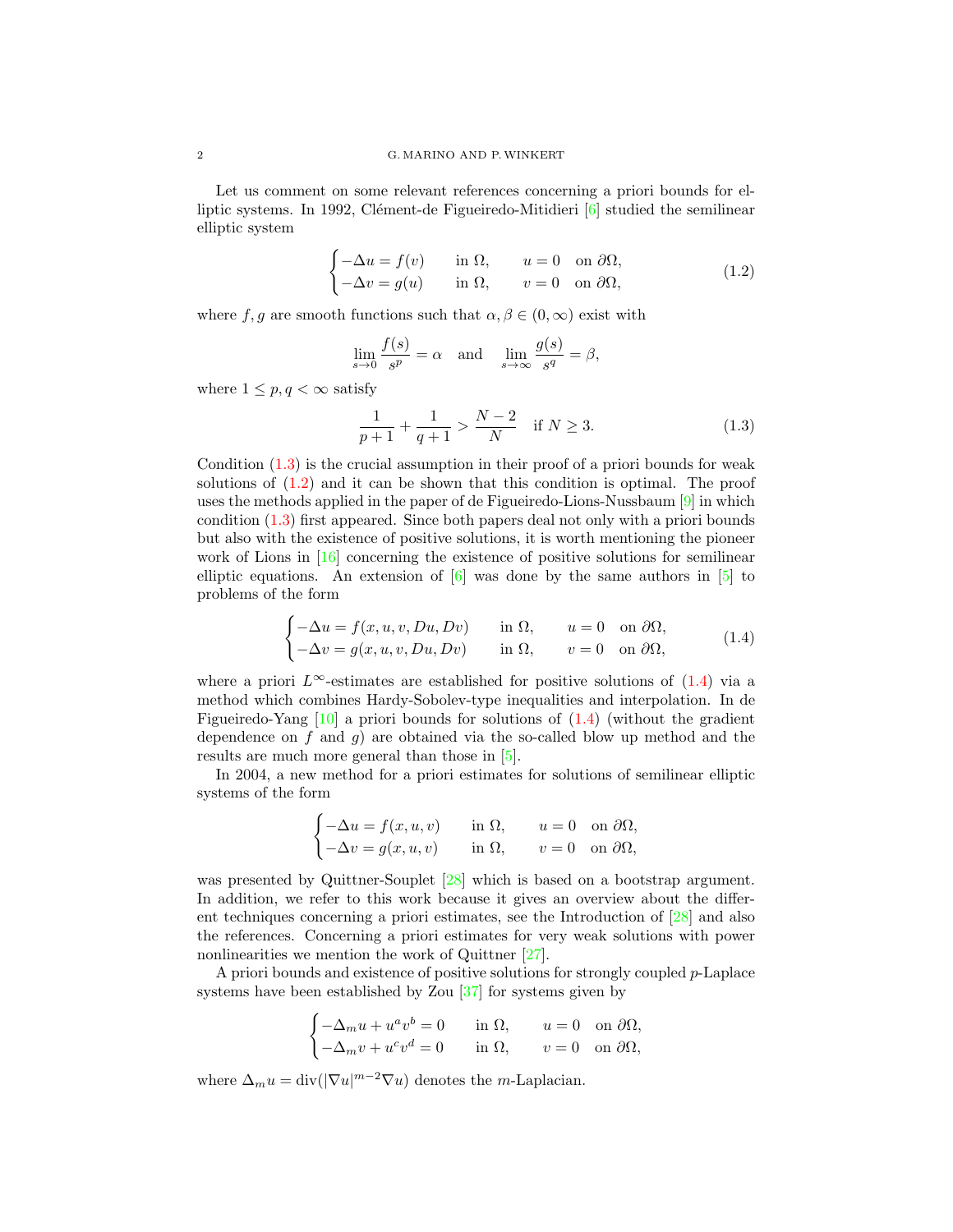Let us comment on some relevant references concerning a priori bounds for elliptic systems. In 1992, Clément-de Figueiredo-Mitidieri [6] studied the semilinear elliptic system

$$
\begin{cases}
-\Delta u = f(v) & \text{in } \Omega, \qquad u = 0 \quad \text{on } \partial\Omega,\\
-\Delta v = g(u) & \text{in } \Omega, \qquad v = 0 \quad \text{on } \partial\Omega,
\end{cases}
\tag{1.2}
$$

where $f, g$ are smooth functions such that $\alpha, \beta \in (0,\infty)$ exist with

$$
\lim_{s\to 0} \frac{f(s)}{s^p} = \alpha \quad \text{and} \quad \lim_{s\to\infty} \frac{g(s)}{s^q} = \beta,
$$

where $1 \leq p, q < \infty$ satisfy

$$
\frac{1}{p+1} + \frac{1}{q+1} > \frac{N-2}{N} \quad \text{if } N \geq 3. \tag{1.3}
$$

Condition (1.3) is the crucial assumption in their proof of a priori bounds for weak solutions of (1.2) and it can be shown that this condition is optimal. The proof uses the methods applied in the paper of de Figueiredo-Lions-Nussbaum [9] in which condition (1.3) first appeared. Since both papers deal not only with a priori bounds but also with the existence of positive solutions, it is worth mentioning the pioneer work of Lions in [16] concerning the existence of positive solutions for semilinear elliptic equations. An extension of [6] was done by the same authors in [5] to problems of the form

$$
\begin{cases}
-\Delta u = f(x,u,v,Du,Dv) & \text{in } \Omega, \qquad u = 0 \quad \text{on } \partial\Omega,\\
-\Delta v = g(x,u,v,Du,Dv) & \text{in } \Omega, \qquad v = 0 \quad \text{on } \partial\Omega,
\end{cases}
\tag{1.4}
$$

where a priori $L^\infty$-estimates are established for positive solutions of (1.4) via a method which combines Hardy-Sobolev-type inequalities and interpolation. In de Figueiredo-Yang [10] a priori bounds for solutions of (1.4) (without the gradient dependence on $f$ and $g$) are obtained via the so-called blow up method and the results are much more general than those in [5].

In 2004, a new method for a priori estimates for solutions of semilinear elliptic systems of the form

$$
\begin{cases}
-\Delta u = f(x,u,v) & \text{in } \Omega, \qquad u = 0 \quad \text{on } \partial\Omega,\\
-\Delta v = g(x,u,v) & \text{in } \Omega, \qquad v = 0 \quad \text{on } \partial\Omega,
\end{cases}
$$

was presented by Quittner-Souplet [28] which is based on a bootstrap argument. In addition, we refer to this work because it gives an overview about the different techniques concerning a priori estimates, see the Introduction of [28] and also the references. Concerning a priori estimates for very weak solutions with power nonlinearities we mention the work of Quittner [27].

A priori bounds and existence of positive solutions for strongly coupled $p$-Laplace systems have been established by Zou [37] for systems given by

$$
\begin{cases}
-\Delta_m u + u^a v^b = 0 & \text{in } \Omega, \qquad u = 0 \quad \text{on } \partial\Omega,\\
-\Delta_m v + u^c v^d = 0 & \text{in } \Omega, \qquad v = 0 \quad \text{on } \partial\Omega,
\end{cases}
$$

where $\Delta_m u = \operatorname{div}(|\nabla u|^{m-2}\nabla u)$ denotes the $m$-Laplacian.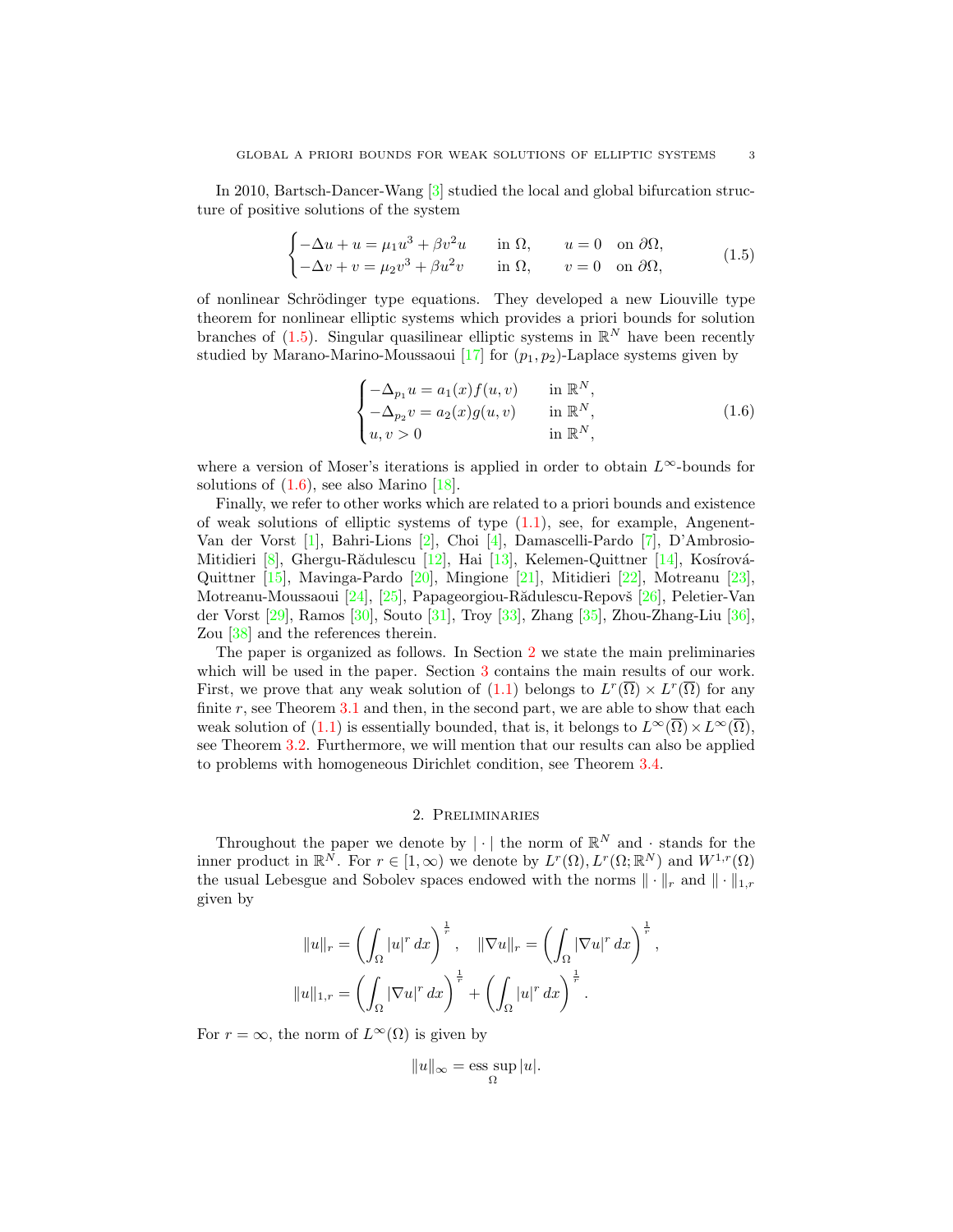In 2010, Bartsch-Dancer-Wang [3] studied the local and global bifurcation structure of positive solutions of the system

$$
\begin{cases}
-\Delta u + u = \mu_1 u^3 + \beta v^2 u & \text{in } \Omega, \qquad u = 0 \quad \text{on } \partial\Omega,\\
-\Delta v + v = \mu_2 v^3 + \beta u^2 v & \text{in } \Omega, \qquad v = 0 \quad \text{on } \partial\Omega,
\end{cases}
\tag{1.5}
$$

of nonlinear Schrödinger type equations. They developed a new Liouville type theorem for nonlinear elliptic systems which provides a priori bounds for solution branches of (1.5). Singular quasilinear elliptic systems in $\mathbb{R}^N$ have been recently studied by Marano-Marino-Moussaoui [17] for $(p_1, p_2)$-Laplace systems given by

$$
\begin{cases}
-\Delta_{p_1} u = a_1(x) f(u,v) & \text{in } \mathbb{R}^N,\\
-\Delta_{p_2} v = a_2(x) g(u,v) & \text{in } \mathbb{R}^N,\\
u, v > 0 & \text{in } \mathbb{R}^N,
\end{cases}
\tag{1.6}
$$

where a version of Moser's iterations is applied in order to obtain $L^\infty$-bounds for solutions of (1.6), see also Marino [18].

Finally, we refer to other works which are related to a priori bounds and existence of weak solutions of elliptic systems of type (1.1), see, for example, Angenent-Van der Vorst [1], Bahri-Lions [2], Choi [4], Damascelli-Pardo [7], D'Ambrosio-Mitidieri [8], Ghergu-Rădulescu [12], Hai [13], Kelemen-Quittner [14], Kosírová-Quittner [15], Mavinga-Pardo [20], Mingione [21], Mitidieri [22], Motreanu [23], Motreanu-Moussaoui [24], [25], Papageorgiou-Rădulescu-Repovš [26], Peletier-Van der Vorst [29], Ramos [30], Souto [31], Troy [33], Zhang [35], Zhou-Zhang-Liu [36], Zou [38] and the references therein.

The paper is organized as follows. In Section 2 we state the main preliminaries which will be used in the paper. Section 3 contains the main results of our work. First, we prove that any weak solution of (1.1) belongs to $L^r(\overline{\Omega}) \times L^r(\overline{\Omega})$ for any finite $r$, see Theorem 3.1 and then, in the second part, we are able to show that each weak solution of (1.1) is essentially bounded, that is, it belongs to $L^\infty(\overline{\Omega}) \times L^\infty(\overline{\Omega})$, see Theorem 3.2. Furthermore, we will mention that our results can also be applied to problems with homogeneous Dirichlet condition, see Theorem 3.4.

## 2. Preliminaries

Throughout the paper we denote by $|\cdot|$ the norm of $\mathbb{R}^N$ and $\cdot$ stands for the inner product in $\mathbb{R}^N$. For $r \in [1, \infty)$ we denote by $L^r(\Omega), L^r(\Omega; \mathbb{R}^N)$ and $W^{1,r}(\Omega)$ the usual Lebesgue and Sobolev spaces endowed with the norms $\|\cdot\|_r$ and $\|\cdot\|_{1,r}$ given by

$$
\|u\|_r = \left( \int_\Omega |u|^r \, dx \right)^{\frac{1}{r}}, \quad \|\nabla u\|_r = \left( \int_\Omega |\nabla u|^r \, dx \right)^{\frac{1}{r}},
$$

$$
\|u\|_{1,r} = \left( \int_\Omega |\nabla u|^r \, dx \right)^{\frac{1}{r}} + \left( \int_\Omega |u|^r \, dx \right)^{\frac{1}{r}}.
$$

For $r = \infty$, the norm of $L^\infty(\Omega)$ is given by

$$
\|u\|_\infty = \operatorname*{ess\,sup}_\Omega |u|.
$$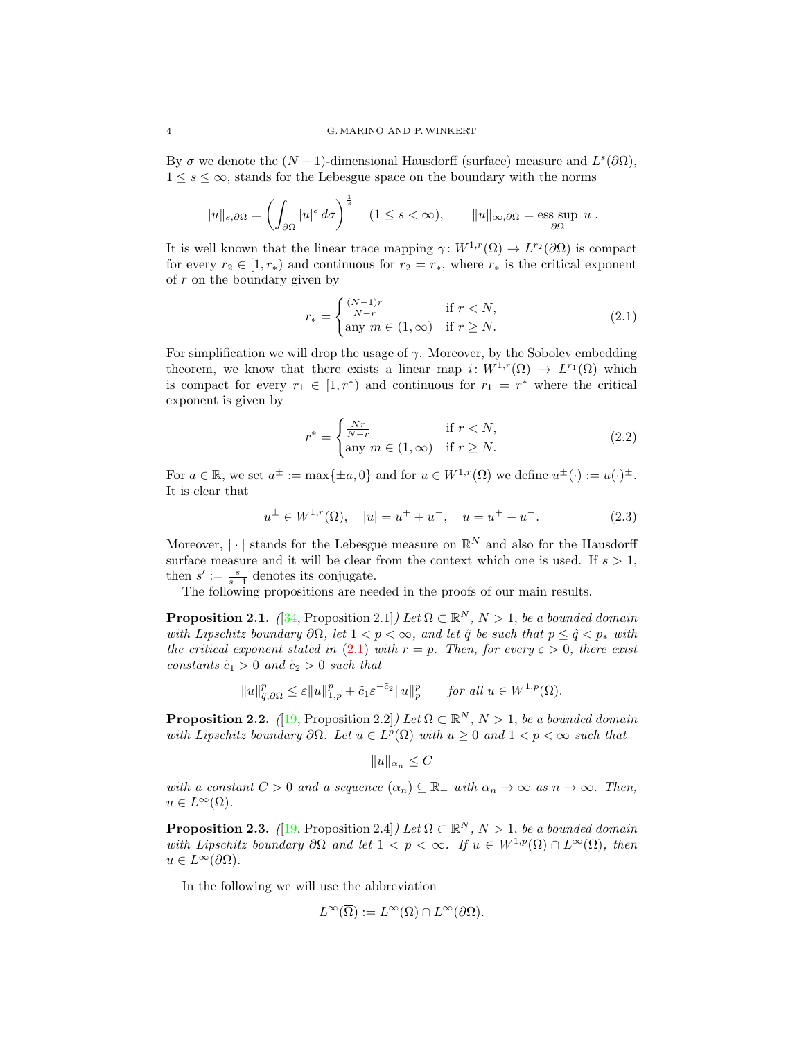By $\sigma$ we denote the $(N-1)$-dimensional Hausdorff (surface) measure and $L^s(\partial\Omega)$, $1 \leq s \leq \infty$, stands for the Lebesgue space on the boundary with the norms

$$\|u\|_{s,\partial\Omega} = \left(\int_{\partial\Omega} |u|^s \, d\sigma\right)^{\frac{1}{s}} \quad (1 \leq s < \infty), \qquad \|u\|_{\infty,\partial\Omega} = \operatorname*{ess\,sup}_{\partial\Omega} |u|.$$

It is well known that the linear trace mapping $\gamma \colon W^{1,r}(\Omega) \to L^{r_2}(\partial\Omega)$ is compact for every $r_2 \in [1, r_*)$ and continuous for $r_2 = r_*$, where $r_*$ is the critical exponent of $r$ on the boundary given by

$$r_* = \begin{cases} \frac{(N-1)r}{N-r} & \text{if } r < N, \\ \text{any } m \in (1,\infty) & \text{if } r \geq N. \end{cases} \tag{2.1}$$

For simplification we will drop the usage of $\gamma$. Moreover, by the Sobolev embedding theorem, we know that there exists a linear map $i \colon W^{1,r}(\Omega) \to L^{r_1}(\Omega)$ which is compact for every $r_1 \in [1, r^*)$ and continuous for $r_1 = r^*$ where the critical exponent is given by

$$r^* = \begin{cases} \frac{Nr}{N-r} & \text{if } r < N, \\ \text{any } m \in (1,\infty) & \text{if } r \geq N. \end{cases} \tag{2.2}$$

For $a \in \mathbb{R}$, we set $a^{\pm} := \max\{\pm a, 0\}$ and for $u \in W^{1,r}(\Omega)$ we define $u^{\pm}(\cdot) := u(\cdot)^{\pm}$. It is clear that

$$u^{\pm} \in W^{1,r}(\Omega), \quad |u| = u^+ + u^-, \quad u = u^+ - u^-. \tag{2.3}$$

Moreover, $|\cdot|$ stands for the Lebesgue measure on $\mathbb{R}^N$ and also for the Hausdorff surface measure and it will be clear from the context which one is used. If $s > 1$, then $s' := \frac{s}{s-1}$ denotes its conjugate.

The following propositions are needed in the proofs of our main results.

**Proposition 2.1.** *([34, Proposition 2.1]) Let $\Omega \subset \mathbb{R}^N$, $N > 1$, be a bounded domain with Lipschitz boundary $\partial\Omega$, let $1 < p < \infty$, and let $\hat{q}$ be such that $p \leq \hat{q} < p_*$ with the critical exponent stated in (2.1) with $r = p$. Then, for every $\varepsilon > 0$, there exist constants $\tilde{c}_1 > 0$ and $\tilde{c}_2 > 0$ such that*

$$\|u\|_{\hat{q},\partial\Omega}^p \leq \varepsilon \|u\|_{1,p}^p + \tilde{c}_1 \varepsilon^{-\tilde{c}_2} \|u\|_p^p \qquad \text{for all } u \in W^{1,p}(\Omega).$$

**Proposition 2.2.** *([19, Proposition 2.2]) Let $\Omega \subset \mathbb{R}^N$, $N > 1$, be a bounded domain with Lipschitz boundary $\partial\Omega$. Let $u \in L^p(\Omega)$ with $u \geq 0$ and $1 < p < \infty$ such that*

$$\|u\|_{\alpha_n} \leq C$$

*with a constant $C > 0$ and a sequence $(\alpha_n) \subseteq \mathbb{R}_+$ with $\alpha_n \to \infty$ as $n \to \infty$. Then, $u \in L^\infty(\Omega)$.*

**Proposition 2.3.** *([19, Proposition 2.4]) Let $\Omega \subset \mathbb{R}^N$, $N > 1$, be a bounded domain with Lipschitz boundary $\partial\Omega$ and let $1 < p < \infty$. If $u \in W^{1,p}(\Omega) \cap L^\infty(\Omega)$, then $u \in L^\infty(\partial\Omega)$.*

In the following we will use the abbreviation

$$L^\infty(\overline{\Omega}) := L^\infty(\Omega) \cap L^\infty(\partial\Omega).$$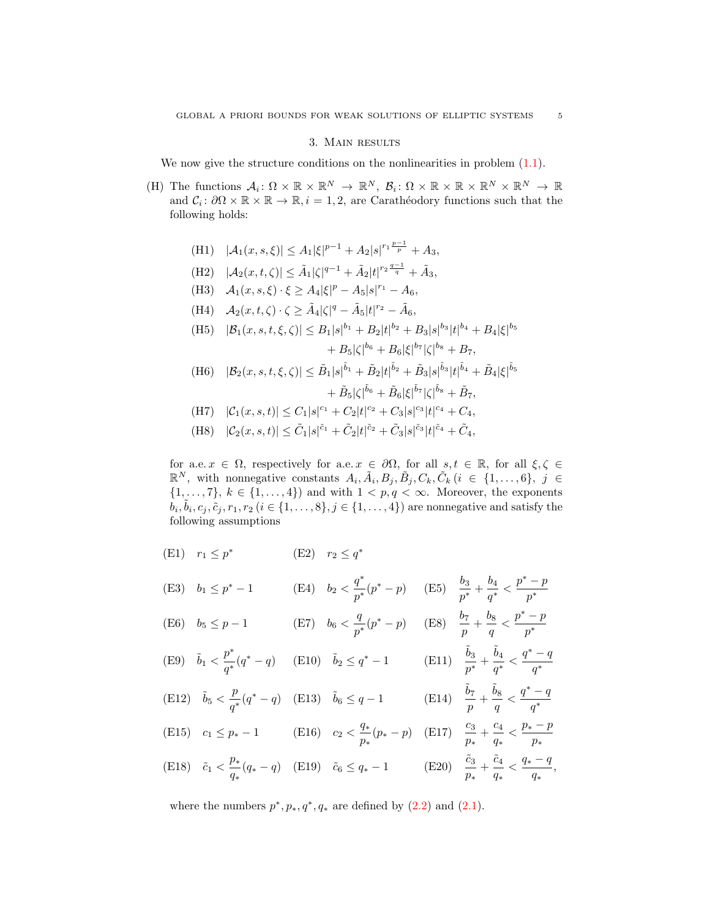## 3. Main results

We now give the structure conditions on the nonlinearities in problem (1.1).

(H) The functions $\mathcal{A}_i\colon \Omega \times \mathbb{R} \times \mathbb{R}^N \to \mathbb{R}^N$, $\mathcal{B}_i\colon \Omega \times \mathbb{R} \times \mathbb{R} \times \mathbb{R}^N \times \mathbb{R}^N \to \mathbb{R}$ and $\mathcal{C}_i\colon \partial\Omega \times \mathbb{R} \times \mathbb{R} \to \mathbb{R}$, $i = 1, 2$, are Carathéodory functions such that the following holds:

$$
\begin{aligned}
&\text{(H1)} \quad |\mathcal{A}_1(x,s,\xi)| \leq A_1|\xi|^{p-1} + A_2|s|^{r_1\frac{p-1}{p}} + A_3,\\
&\text{(H2)} \quad |\mathcal{A}_2(x,t,\zeta)| \leq \tilde{A}_1|\zeta|^{q-1} + \tilde{A}_2|t|^{r_2\frac{q-1}{q}} + \tilde{A}_3,\\
&\text{(H3)} \quad \mathcal{A}_1(x,s,\xi)\cdot\xi \geq A_4|\xi|^p - A_5|s|^{r_1} - A_6,\\
&\text{(H4)} \quad \mathcal{A}_2(x,t,\zeta)\cdot\zeta \geq \tilde{A}_4|\zeta|^q - \tilde{A}_5|t|^{r_2} - \tilde{A}_6,\\
&\text{(H5)} \quad |\mathcal{B}_1(x,s,t,\xi,\zeta)| \leq B_1|s|^{b_1} + B_2|t|^{b_2} + B_3|s|^{b_3}|t|^{b_4} + B_4|\xi|^{b_5}\\
&\qquad\qquad\qquad\qquad\qquad + B_5|\zeta|^{b_6} + B_6|\xi|^{b_7}|\zeta|^{b_8} + B_7,\\
&\text{(H6)} \quad |\mathcal{B}_2(x,s,t,\xi,\zeta)| \leq \tilde{B}_1|s|^{\tilde{b}_1} + \tilde{B}_2|t|^{\tilde{b}_2} + \tilde{B}_3|s|^{\tilde{b}_3}|t|^{\tilde{b}_4} + \tilde{B}_4|\xi|^{\tilde{b}_5}\\
&\qquad\qquad\qquad\qquad\qquad + \tilde{B}_5|\zeta|^{\tilde{b}_6} + \tilde{B}_6|\xi|^{\tilde{b}_7}|\zeta|^{\tilde{b}_8} + \tilde{B}_7,\\
&\text{(H7)} \quad |\mathcal{C}_1(x,s,t)| \leq C_1|s|^{c_1} + C_2|t|^{c_2} + C_3|s|^{c_3}|t|^{c_4} + C_4,\\
&\text{(H8)} \quad |\mathcal{C}_2(x,s,t)| \leq \tilde{C}_1|s|^{\tilde{c}_1} + \tilde{C}_2|t|^{\tilde{c}_2} + \tilde{C}_3|s|^{\tilde{c}_3}|t|^{\tilde{c}_4} + \tilde{C}_4,
\end{aligned}
$$

for a.e. $x \in \Omega$, respectively for a.e. $x \in \partial\Omega$, for all $s, t \in \mathbb{R}$, for all $\xi, \zeta \in \mathbb{R}^N$, with nonnegative constants $A_i, \tilde{A}_i, B_j, \tilde{B}_j, C_k, \tilde{C}_k$ ($i \in \{1,\ldots,6\}$, $j \in \{1,\ldots,7\}$, $k \in \{1,\ldots,4\}$) and with $1 < p, q < \infty$. Moreover, the exponents $b_i, \tilde{b}_i, c_j, \tilde{c}_j, r_1, r_2$ ($i \in \{1,\ldots,8\}, j \in \{1,\ldots,4\}$) are nonnegative and satisfy the following assumptions

$$
\begin{array}{lll}
\text{(E1)} \quad r_1 \leq p^* & \text{(E2)} \quad r_2 \leq q^* & \\[2mm]
\text{(E3)} \quad b_1 \leq p^* - 1 & \text{(E4)} \quad b_2 < \dfrac{q^*}{p^*}(p^* - p) & \text{(E5)} \quad \dfrac{b_3}{p^*} + \dfrac{b_4}{q^*} < \dfrac{p^* - p}{p^*}\\[3mm]
\text{(E6)} \quad b_5 \leq p - 1 & \text{(E7)} \quad b_6 < \dfrac{q}{p^*}(p^* - p) & \text{(E8)} \quad \dfrac{b_7}{p} + \dfrac{b_8}{q} < \dfrac{p^* - p}{p^*}\\[3mm]
\text{(E9)} \quad \tilde{b}_1 < \dfrac{p^*}{q^*}(q^* - q) & \text{(E10)} \quad \tilde{b}_2 \leq q^* - 1 & \text{(E11)} \quad \dfrac{\tilde{b}_3}{p^*} + \dfrac{\tilde{b}_4}{q^*} < \dfrac{q^* - q}{q^*}\\[3mm]
\text{(E12)} \quad \tilde{b}_5 < \dfrac{p}{q^*}(q^* - q) & \text{(E13)} \quad \tilde{b}_6 \leq q - 1 & \text{(E14)} \quad \dfrac{\tilde{b}_7}{p} + \dfrac{\tilde{b}_8}{q} < \dfrac{q^* - q}{q^*}\\[3mm]
\text{(E15)} \quad c_1 \leq p_* - 1 & \text{(E16)} \quad c_2 < \dfrac{q_*}{p_*}(p_* - p) & \text{(E17)} \quad \dfrac{c_3}{p_*} + \dfrac{c_4}{q_*} < \dfrac{p_* - p}{p_*}\\[3mm]
\text{(E18)} \quad \tilde{c}_1 < \dfrac{p_*}{q_*}(q_* - q) & \text{(E19)} \quad \tilde{c}_6 \leq q_* - 1 & \text{(E20)} \quad \dfrac{\tilde{c}_3}{p_*} + \dfrac{\tilde{c}_4}{q_*} < \dfrac{q_* - q}{q_*},
\end{array}
$$

where the numbers $p^*, p_*, q^*, q_*$ are defined by (2.2) and (2.1).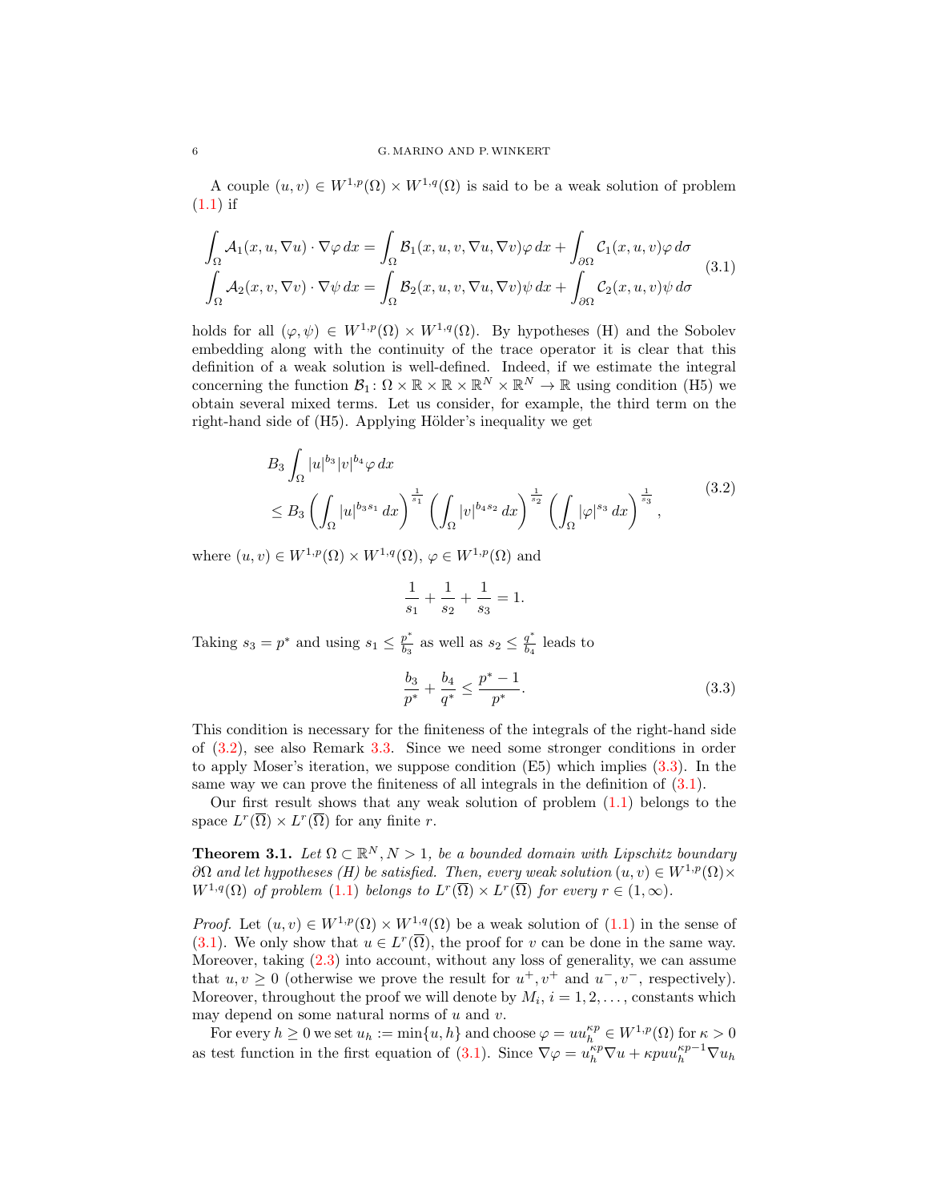A couple $(u,v) \in W^{1,p}(\Omega) \times W^{1,q}(\Omega)$ is said to be a weak solution of problem (1.1) if

$$
\begin{aligned}
\int_\Omega \mathcal{A}_1(x,u,\nabla u)\cdot \nabla \varphi \, dx &= \int_\Omega \mathcal{B}_1(x,u,v,\nabla u,\nabla v)\varphi \, dx + \int_{\partial\Omega} \mathcal{C}_1(x,u,v)\varphi \, d\sigma \\
\int_\Omega \mathcal{A}_2(x,v,\nabla v)\cdot \nabla \psi \, dx &= \int_\Omega \mathcal{B}_2(x,u,v,\nabla u,\nabla v)\psi \, dx + \int_{\partial\Omega} \mathcal{C}_2(x,u,v)\psi \, d\sigma
\end{aligned}
\tag{3.1}
$$

holds for all $(\varphi,\psi) \in W^{1,p}(\Omega) \times W^{1,q}(\Omega)$. By hypotheses (H) and the Sobolev embedding along with the continuity of the trace operator it is clear that this definition of a weak solution is well-defined. Indeed, if we estimate the integral concerning the function $\mathcal{B}_1 \colon \Omega \times \mathbb{R} \times \mathbb{R} \times \mathbb{R}^N \times \mathbb{R}^N \to \mathbb{R}$ using condition (H5) we obtain several mixed terms. Let us consider, for example, the third term on the right-hand side of (H5). Applying Hölder's inequality we get

$$
\begin{aligned}
&B_3 \int_\Omega |u|^{b_3}|v|^{b_4}\varphi \, dx \\
&\leq B_3 \left(\int_\Omega |u|^{b_3 s_1}\, dx\right)^{\frac{1}{s_1}} \left(\int_\Omega |v|^{b_4 s_2}\, dx\right)^{\frac{1}{s_2}} \left(\int_\Omega |\varphi|^{s_3}\, dx\right)^{\frac{1}{s_3}},
\end{aligned}
\tag{3.2}
$$

where $(u,v) \in W^{1,p}(\Omega) \times W^{1,q}(\Omega)$, $\varphi \in W^{1,p}(\Omega)$ and

$$
\frac{1}{s_1} + \frac{1}{s_2} + \frac{1}{s_3} = 1.
$$

Taking $s_3 = p^*$ and using $s_1 \leq \frac{p^*}{b_3}$ as well as $s_2 \leq \frac{q^*}{b_4}$ leads to

$$
\frac{b_3}{p^*} + \frac{b_4}{q^*} \leq \frac{p^*-1}{p^*}. \tag{3.3}
$$

This condition is necessary for the finiteness of the integrals of the right-hand side of (3.2), see also Remark 3.3. Since we need some stronger conditions in order to apply Moser's iteration, we suppose condition (E5) which implies (3.3). In the same way we can prove the finiteness of all integrals in the definition of (3.1).

Our first result shows that any weak solution of problem (1.1) belongs to the space $L^r(\overline{\Omega}) \times L^r(\overline{\Omega})$ for any finite $r$.

**Theorem 3.1.** *Let $\Omega \subset \mathbb{R}^N, N>1$, be a bounded domain with Lipschitz boundary $\partial\Omega$ and let hypotheses (H) be satisfied. Then, every weak solution $(u,v) \in W^{1,p}(\Omega) \times W^{1,q}(\Omega)$ of problem (1.1) belongs to $L^r(\overline{\Omega}) \times L^r(\overline{\Omega})$ for every $r \in (1,\infty)$.*

*Proof.* Let $(u,v) \in W^{1,p}(\Omega) \times W^{1,q}(\Omega)$ be a weak solution of (1.1) in the sense of (3.1). We only show that $u \in L^r(\overline{\Omega})$, the proof for $v$ can be done in the same way. Moreover, taking (2.3) into account, without any loss of generality, we can assume that $u, v \geq 0$ (otherwise we prove the result for $u^+, v^+$ and $u^-, v^-$, respectively). Moreover, throughout the proof we will denote by $M_i$, $i = 1,2,\ldots$, constants which may depend on some natural norms of $u$ and $v$.

For every $h \geq 0$ we set $u_h := \min\{u,h\}$ and choose $\varphi = u u_h^{\kappa p} \in W^{1,p}(\Omega)$ for $\kappa > 0$ as test function in the first equation of (3.1). Since $\nabla\varphi = u_h^{\kappa p}\nabla u + \kappa p u u_h^{\kappa p - 1}\nabla u_h$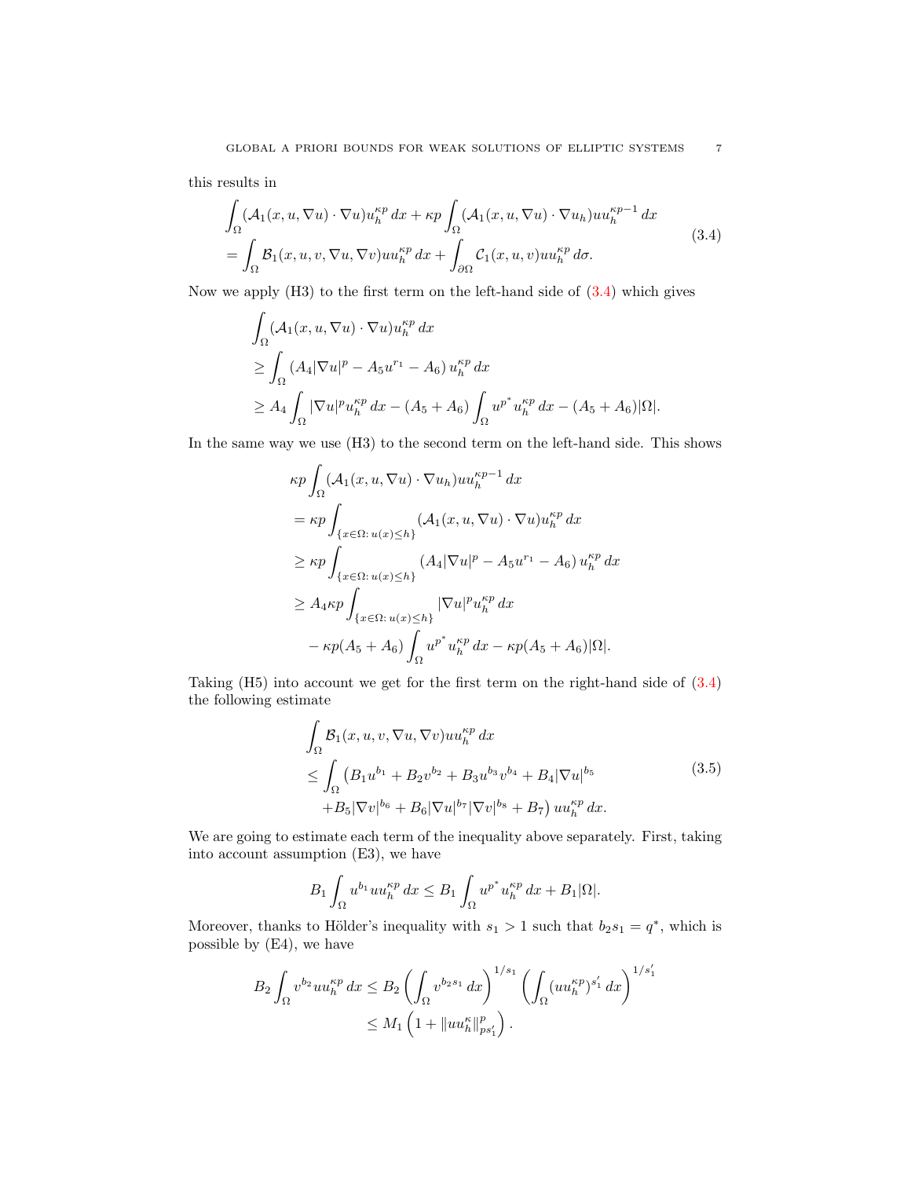this results in

$$
\begin{aligned}
&\int_\Omega (\mathcal{A}_1(x,u,\nabla u)\cdot \nabla u) u_h^{\kappa p}\,dx + \kappa p \int_\Omega (\mathcal{A}_1(x,u,\nabla u)\cdot \nabla u_h) u u_h^{\kappa p-1}\,dx \\
&= \int_\Omega \mathcal{B}_1(x,u,v,\nabla u,\nabla v) u u_h^{\kappa p}\,dx + \int_{\partial\Omega} \mathcal{C}_1(x,u,v) u u_h^{\kappa p}\,d\sigma.
\end{aligned} \tag{3.4}
$$

Now we apply (H3) to the first term on the left-hand side of (3.4) which gives

$$
\begin{aligned}
&\int_\Omega (\mathcal{A}_1(x,u,\nabla u)\cdot \nabla u) u_h^{\kappa p}\,dx \\
&\geq \int_\Omega \left(A_4|\nabla u|^p - A_5 u^{r_1} - A_6\right) u_h^{\kappa p}\,dx \\
&\geq A_4 \int_\Omega |\nabla u|^p u_h^{\kappa p}\,dx - (A_5+A_6)\int_\Omega u^{p^*} u_h^{\kappa p}\,dx - (A_5+A_6)|\Omega|.
\end{aligned}
$$

In the same way we use (H3) to the second term on the left-hand side. This shows

$$
\begin{aligned}
&\kappa p \int_\Omega (\mathcal{A}_1(x,u,\nabla u)\cdot \nabla u_h) u u_h^{\kappa p-1}\,dx \\
&= \kappa p \int_{\{x\in\Omega\colon u(x)\leq h\}} (\mathcal{A}_1(x,u,\nabla u)\cdot \nabla u) u_h^{\kappa p}\,dx \\
&\geq \kappa p \int_{\{x\in\Omega\colon u(x)\leq h\}} \left(A_4|\nabla u|^p - A_5 u^{r_1} - A_6\right) u_h^{\kappa p}\,dx \\
&\geq A_4 \kappa p \int_{\{x\in\Omega\colon u(x)\leq h\}} |\nabla u|^p u_h^{\kappa p}\,dx \\
&\quad - \kappa p (A_5+A_6)\int_\Omega u^{p^*} u_h^{\kappa p}\,dx - \kappa p (A_5+A_6)|\Omega|.
\end{aligned}
$$

Taking (H5) into account we get for the first term on the right-hand side of (3.4) the following estimate

$$
\begin{aligned}
&\int_\Omega \mathcal{B}_1(x,u,v,\nabla u,\nabla v) u u_h^{\kappa p}\,dx \\
&\leq \int_\Omega \big(B_1 u^{b_1} + B_2 v^{b_2} + B_3 u^{b_3} v^{b_4} + B_4 |\nabla u|^{b_5} \\
&\quad + B_5|\nabla v|^{b_6} + B_6 |\nabla u|^{b_7}|\nabla v|^{b_8} + B_7\big) u u_h^{\kappa p}\,dx.
\end{aligned} \tag{3.5}
$$

We are going to estimate each term of the inequality above separately. First, taking into account assumption (E3), we have

$$
B_1 \int_\Omega u^{b_1} u u_h^{\kappa p}\,dx \leq B_1 \int_\Omega u^{p^*} u_h^{\kappa p}\,dx + B_1|\Omega|.
$$

Moreover, thanks to Hölder's inequality with $s_1 > 1$ such that $b_2 s_1 = q^*$, which is possible by (E4), we have

$$
\begin{aligned}
B_2 \int_\Omega v^{b_2} u u_h^{\kappa p}\,dx &\leq B_2 \left(\int_\Omega v^{b_2 s_1}\,dx\right)^{1/s_1} \left(\int_\Omega (u u_h^{\kappa p})^{s_1'}\,dx\right)^{1/s_1'} \\
&\leq M_1 \left(1 + \|u u_h^{\kappa}\|_{p s_1'}^p\right).
\end{aligned}
$$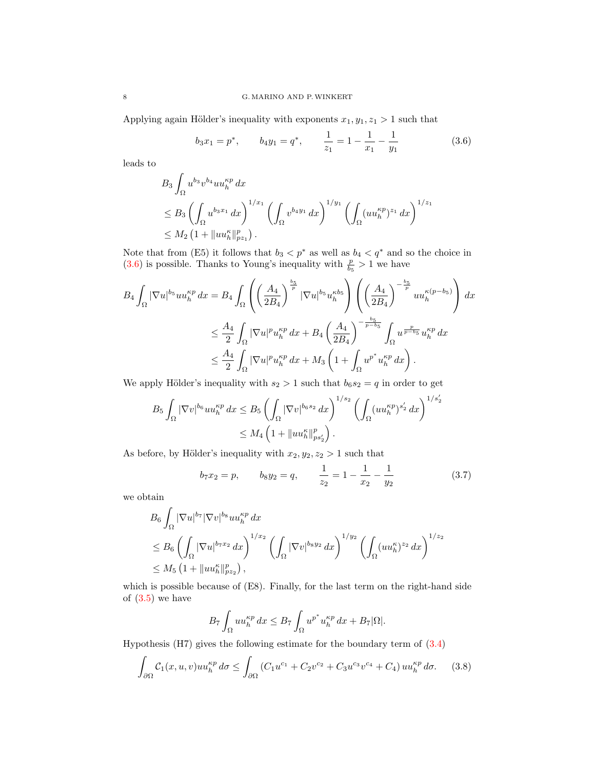Applying again Hölder's inequality with exponents $x_1, y_1, z_1 > 1$ such that

$$b_3 x_1 = p^*, \qquad b_4 y_1 = q^*, \qquad \frac{1}{z_1} = 1 - \frac{1}{x_1} - \frac{1}{y_1} \tag{3.6}$$

leads to

$$\begin{aligned}
&B_3 \int_\Omega u^{b_3} v^{b_4} u u_h^{\kappa p} \, dx \\
&\leq B_3 \left( \int_\Omega u^{b_3 x_1} \, dx \right)^{1/x_1} \left( \int_\Omega v^{b_4 y_1} \, dx \right)^{1/y_1} \left( \int_\Omega (u u_h^{\kappa p})^{z_1} \, dx \right)^{1/z_1} \\
&\leq M_2 \left( 1 + \| u u_h^{\kappa} \|_{p z_1}^p \right).
\end{aligned}$$

Note that from (E5) it follows that $b_3 < p^*$ as well as $b_4 < q^*$ and so the choice in (3.6) is possible. Thanks to Young's inequality with $\frac{p}{b_5} > 1$ we have

$$\begin{aligned}
B_4 \int_\Omega |\nabla u|^{b_5} u u_h^{\kappa p} \, dx &= B_4 \int_\Omega \left( \left( \frac{A_4}{2B_4} \right)^{\frac{b_5}{p}} |\nabla u|^{b_5} u_h^{\kappa b_5} \right) \left( \left( \frac{A_4}{2B_4} \right)^{-\frac{b_5}{p}} u u_h^{\kappa (p - b_5)} \right) dx \\
&\leq \frac{A_4}{2} \int_\Omega |\nabla u|^p u_h^{\kappa p} \, dx + B_4 \left( \frac{A_4}{2B_4} \right)^{-\frac{b_5}{p - b_5}} \int_\Omega u^{\frac{p}{p - b_5}} u_h^{\kappa p} \, dx \\
&\leq \frac{A_4}{2} \int_\Omega |\nabla u|^p u_h^{\kappa p} \, dx + M_3 \left( 1 + \int_\Omega u^{p^*} u_h^{\kappa p} \, dx \right).
\end{aligned}$$

We apply Hölder's inequality with $s_2 > 1$ such that $b_6 s_2 = q$ in order to get

$$\begin{aligned}
B_5 \int_\Omega |\nabla v|^{b_6} u u_h^{\kappa p} \, dx &\leq B_5 \left( \int_\Omega |\nabla v|^{b_6 s_2} \, dx \right)^{1/s_2} \left( \int_\Omega (u u_h^{\kappa p})^{s_2'} \, dx \right)^{1/s_2'} \\
&\leq M_4 \left( 1 + \| u u_h^{\kappa} \|_{p s_2'}^p \right).
\end{aligned}$$

As before, by Hölder's inequality with $x_2, y_2, z_2 > 1$ such that

$$b_7 x_2 = p, \qquad b_8 y_2 = q, \qquad \frac{1}{z_2} = 1 - \frac{1}{x_2} - \frac{1}{y_2} \tag{3.7}$$

we obtain

$$\begin{aligned}
&B_6 \int_\Omega |\nabla u|^{b_7} |\nabla v|^{b_8} u u_h^{\kappa p} \, dx \\
&\leq B_6 \left( \int_\Omega |\nabla u|^{b_7 x_2} \, dx \right)^{1/x_2} \left( \int_\Omega |\nabla v|^{b_8 y_2} \, dx \right)^{1/y_2} \left( \int_\Omega (u u_h^{\kappa})^{z_2} \, dx \right)^{1/z_2} \\
&\leq M_5 \left( 1 + \| u u_h^{\kappa} \|_{p z_2}^p \right),
\end{aligned}$$

which is possible because of (E8). Finally, for the last term on the right-hand side of (3.5) we have

$$B_7 \int_\Omega u u_h^{\kappa p} \, dx \leq B_7 \int_\Omega u^{p^*} u_h^{\kappa p} \, dx + B_7 |\Omega|.$$

Hypothesis (H7) gives the following estimate for the boundary term of (3.4)

$$\int_{\partial\Omega} \mathcal{C}_1(x, u, v) u u_h^{\kappa p} \, d\sigma \leq \int_{\partial\Omega} \left( C_1 u^{c_1} + C_2 v^{c_2} + C_3 u^{c_3} v^{c_4} + C_4 \right) u u_h^{\kappa p} \, d\sigma. \tag{3.8}$$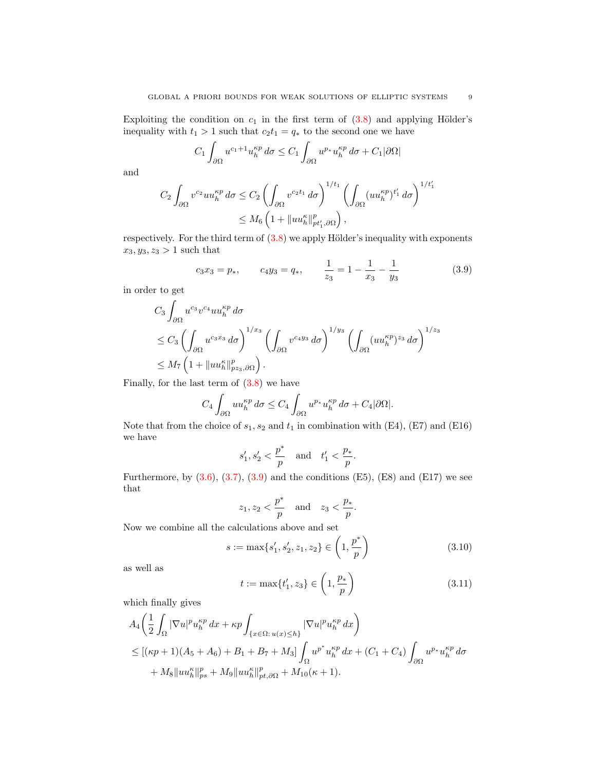Exploiting the condition on $c_1$ in the first term of (3.8) and applying Hölder's inequality with $t_1 > 1$ such that $c_2 t_1 = q_*$ to the second one we have

$$C_1 \int_{\partial\Omega} u^{c_1+1} u_h^{\kappa p}\, d\sigma \le C_1 \int_{\partial\Omega} u^{p_*} u_h^{\kappa p}\, d\sigma + C_1|\partial\Omega|$$

and

$$\begin{aligned}
C_2 \int_{\partial\Omega} v^{c_2} u u_h^{\kappa p}\, d\sigma &\le C_2 \left( \int_{\partial\Omega} v^{c_2 t_1}\, d\sigma \right)^{1/t_1} \left( \int_{\partial\Omega} (u u_h^{\kappa p})^{t_1'}\, d\sigma \right)^{1/t_1'} \\
&\le M_6 \left( 1 + \|u u_h^{\kappa}\|^p_{pt_1', \partial\Omega} \right),
\end{aligned}$$

respectively. For the third term of (3.8) we apply Hölder's inequality with exponents $x_3, y_3, z_3 > 1$ such that

$$c_3 x_3 = p_*, \qquad c_4 y_3 = q_*, \qquad \frac{1}{z_3} = 1 - \frac{1}{x_3} - \frac{1}{y_3} \tag{3.9}$$

in order to get

$$\begin{aligned}
&C_3 \int_{\partial\Omega} u^{c_3} v^{c_4} u u_h^{\kappa p}\, d\sigma \\
&\le C_3 \left( \int_{\partial\Omega} u^{c_3 x_3}\, d\sigma \right)^{1/x_3} \left( \int_{\partial\Omega} v^{c_4 y_3}\, d\sigma \right)^{1/y_3} \left( \int_{\partial\Omega} (u u_h^{\kappa p})^{z_3}\, d\sigma \right)^{1/z_3} \\
&\le M_7 \left( 1 + \|u u_h^{\kappa}\|^p_{pz_3, \partial\Omega} \right).
\end{aligned}$$

Finally, for the last term of (3.8) we have

$$C_4 \int_{\partial\Omega} u u_h^{\kappa p}\, d\sigma \le C_4 \int_{\partial\Omega} u^{p_*} u_h^{\kappa p}\, d\sigma + C_4|\partial\Omega|.$$

Note that from the choice of $s_1, s_2$ and $t_1$ in combination with (E4), (E7) and (E16) we have

$$s_1', s_2' < \frac{p^*}{p} \quad \text{and} \quad t_1' < \frac{p_*}{p}.$$

Furthermore, by (3.6), (3.7), (3.9) and the conditions (E5), (E8) and (E17) we see that

$$z_1, z_2 < \frac{p^*}{p} \quad \text{and} \quad z_3 < \frac{p_*}{p}.$$

Now we combine all the calculations above and set

$$s := \max\{s_1', s_2', z_1, z_2\} \in \left(1, \frac{p^*}{p}\right) \tag{3.10}$$

as well as

$$t := \max\{t_1', z_3\} \in \left(1, \frac{p_*}{p}\right) \tag{3.11}$$

which finally gives

$$\begin{aligned}
&A_4 \bigg( \frac{1}{2} \int_\Omega |\nabla u|^p u_h^{\kappa p}\, dx + \kappa p \int_{\{x \in \Omega \colon u(x) \le h\}} |\nabla u|^p u_h^{\kappa p}\, dx \bigg) \\
&\le [(\kappa p + 1)(A_5 + A_6) + B_1 + B_7 + M_3] \int_\Omega u^{p^*} u_h^{\kappa p}\, dx + (C_1 + C_4) \int_{\partial\Omega} u^{p_*} u_h^{\kappa p}\, d\sigma \\
&\quad + M_8 \|u u_h^{\kappa}\|^p_{ps} + M_9 \|u u_h^{\kappa}\|^p_{pt, \partial\Omega} + M_{10}(\kappa + 1).
\end{aligned}$$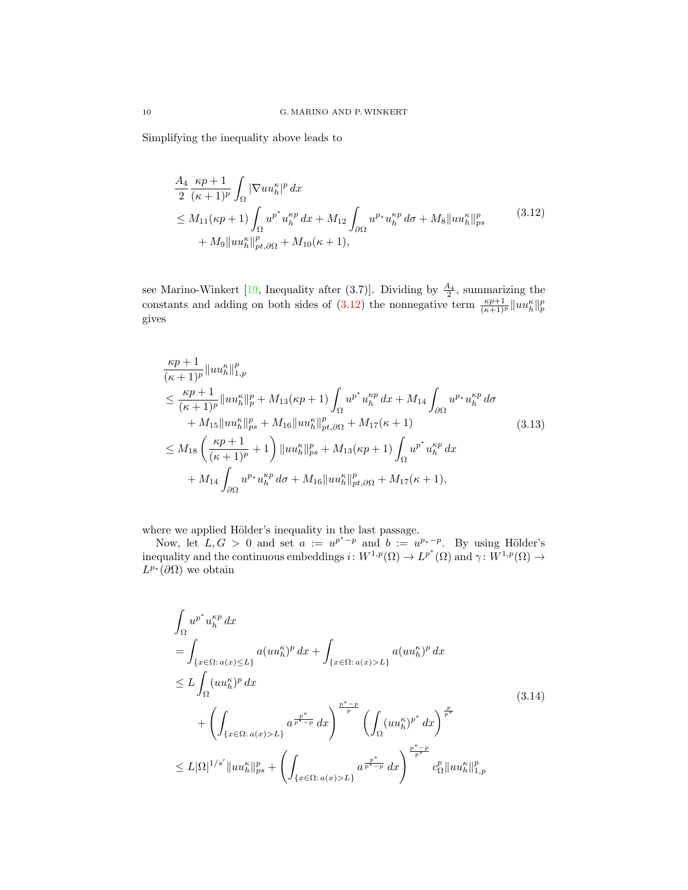Simplifying the inequality above leads to

$$
\begin{aligned}
&\frac{A_4}{2}\frac{\kappa p+1}{(\kappa+1)^p}\int_\Omega |\nabla u u_h^\kappa|^p\,dx\\
&\leq M_{11}(\kappa p+1)\int_\Omega u^{p^*}u_h^{\kappa p}\,dx + M_{12}\int_{\partial\Omega} u^{p_*}u_h^{\kappa p}\,d\sigma + M_8\|uu_h^\kappa\|_{ps}^p\\
&\quad + M_9\|uu_h^\kappa\|_{pt,\partial\Omega}^p + M_{10}(\kappa+1),
\end{aligned}
\tag{3.12}
$$

see Marino-Winkert [19, Inequality after (3.7)]. Dividing by $\frac{A_4}{2}$, summarizing the constants and adding on both sides of (3.12) the nonnegative term $\frac{\kappa p+1}{(\kappa+1)^p}\|uu_h^\kappa\|_p^p$ gives

$$
\begin{aligned}
&\frac{\kappa p+1}{(\kappa+1)^p}\|uu_h^\kappa\|_{1,p}^p\\
&\leq \frac{\kappa p+1}{(\kappa+1)^p}\|uu_h^\kappa\|_p^p + M_{13}(\kappa p+1)\int_\Omega u^{p^*}u_h^{\kappa p}\,dx + M_{14}\int_{\partial\Omega} u^{p_*}u_h^{\kappa p}\,d\sigma\\
&\quad + M_{15}\|uu_h^\kappa\|_{ps}^p + M_{16}\|uu_h^\kappa\|_{pt,\partial\Omega}^p + M_{17}(\kappa+1)\\
&\leq M_{18}\left(\frac{\kappa p+1}{(\kappa+1)^p}+1\right)\|uu_h^\kappa\|_{ps}^p + M_{13}(\kappa p+1)\int_\Omega u^{p^*}u_h^{\kappa p}\,dx\\
&\quad + M_{14}\int_{\partial\Omega} u^{p_*}u_h^{\kappa p}\,d\sigma + M_{16}\|uu_h^\kappa\|_{pt,\partial\Omega}^p + M_{17}(\kappa+1),
\end{aligned}
\tag{3.13}
$$

where we applied Hölder's inequality in the last passage.

Now, let $L,G>0$ and set $a:=u^{p^*-p}$ and $b:=u^{p_*-p}$. By using Hölder's inequality and the continuous embeddings $i\colon W^{1,p}(\Omega)\to L^{p^*}(\Omega)$ and $\gamma\colon W^{1,p}(\Omega)\to L^{p_*}(\partial\Omega)$ we obtain

$$
\begin{aligned}
&\int_\Omega u^{p^*}u_h^{\kappa p}\,dx\\
&=\int_{\{x\in\Omega\colon a(x)\leq L\}} a(uu_h^\kappa)^p\,dx + \int_{\{x\in\Omega\colon a(x)>L\}} a(uu_h^\kappa)^p\,dx\\
&\leq L\int_\Omega (uu_h^\kappa)^p\,dx\\
&\quad + \left(\int_{\{x\in\Omega\colon a(x)>L\}} a^{\frac{p^*}{p^*-p}}\,dx\right)^{\frac{p^*-p}{p}}\left(\int_\Omega (uu_h^\kappa)^{p^*}\,dx\right)^{\frac{p}{p^*}}\\
&\leq L|\Omega|^{1/s'}\|uu_h^\kappa\|_{ps}^p + \left(\int_{\{x\in\Omega\colon a(x)>L\}} a^{\frac{p^*}{p^*-p}}\,dx\right)^{\frac{p^*-p}{p^*}} c_\Omega^p\|uu_h^\kappa\|_{1,p}^p
\end{aligned}
\tag{3.14}
$$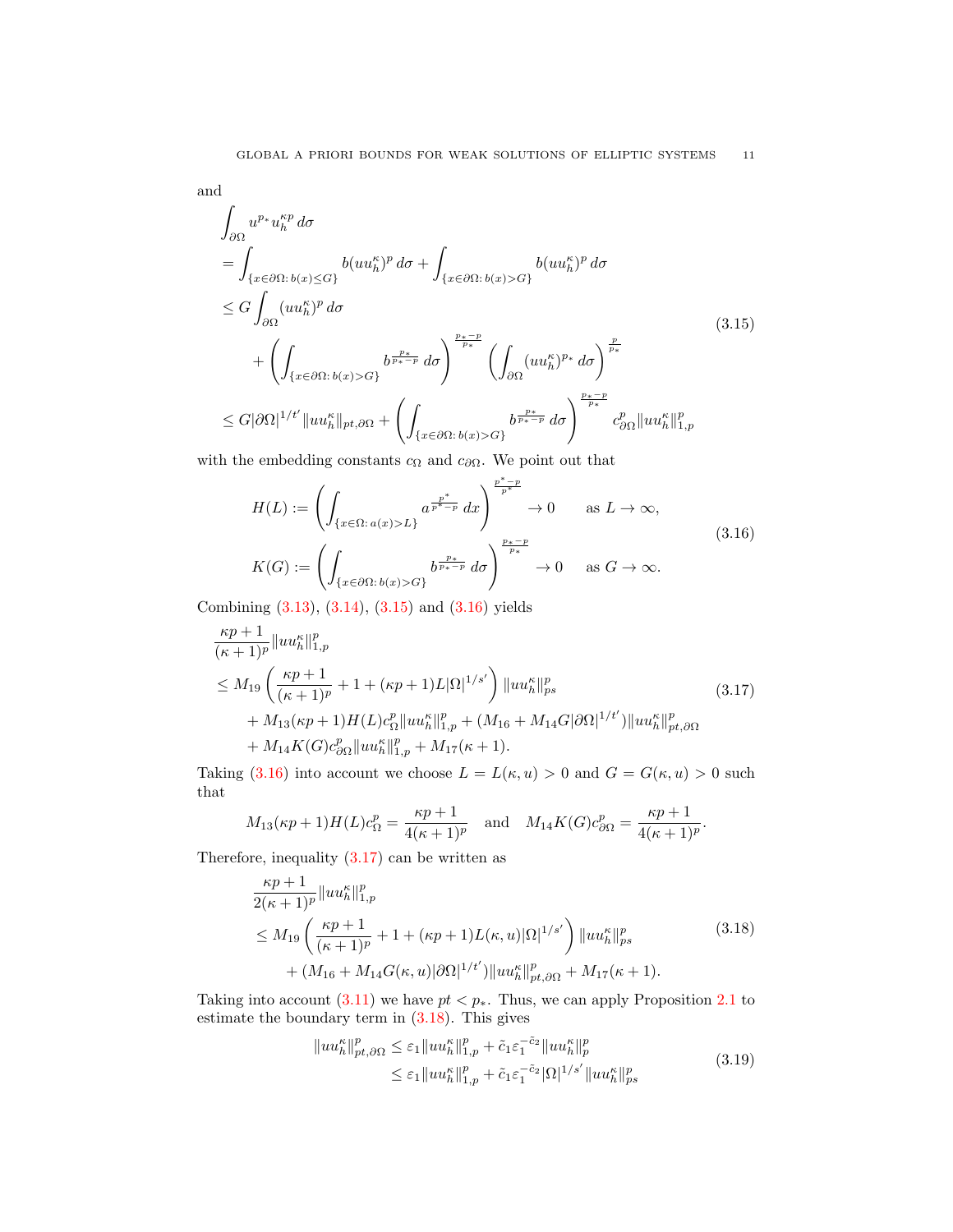and

$$
\begin{aligned}
&\int_{\partial\Omega} u^{p_*} u_h^{\kappa p}\, d\sigma \\
&= \int_{\{x\in\partial\Omega\colon b(x)\leq G\}} b (uu_h^{\kappa})^p \, d\sigma + \int_{\{x\in\partial\Omega\colon b(x)> G\}} b (uu_h^{\kappa})^p \, d\sigma \\
&\leq G \int_{\partial\Omega} (uu_h^{\kappa})^p \, d\sigma \\
&\quad + \left( \int_{\{x\in\partial\Omega\colon b(x)> G\}} b^{\frac{p_*}{p_*-p}} \, d\sigma \right)^{\frac{p_*-p}{p_*}} \left( \int_{\partial\Omega} (uu_h^{\kappa})^{p_*} \, d\sigma \right)^{\frac{p}{p_*}} \\
&\leq G |\partial\Omega|^{1/t'} \|uu_h^{\kappa}\|_{pt,\partial\Omega} + \left( \int_{\{x\in\partial\Omega\colon b(x)> G\}} b^{\frac{p_*}{p_*-p}} \, d\sigma \right)^{\frac{p_*-p}{p_*}} c_{\partial\Omega}^p \|uu_h^{\kappa}\|_{1,p}^p
\end{aligned}
\tag{3.15}
$$

with the embedding constants $c_\Omega$ and $c_{\partial\Omega}$. We point out that

$$
\begin{aligned}
H(L) &:= \left( \int_{\{x\in\Omega\colon a(x)>L\}} a^{\frac{p^*}{p^*-p}} \, dx \right)^{\frac{p^*-p}{p^*}} \to 0 \qquad \text{as } L \to \infty, \\
K(G) &:= \left( \int_{\{x\in\partial\Omega\colon b(x)>G\}} b^{\frac{p_*}{p_*-p}} \, d\sigma \right)^{\frac{p_*-p}{p_*}} \to 0 \qquad \text{as } G \to \infty.
\end{aligned}
\tag{3.16}
$$

Combining (3.13), (3.14), (3.15) and (3.16) yields

$$
\begin{aligned}
&\frac{\kappa p+1}{(\kappa+1)^p} \|uu_h^{\kappa}\|_{1,p}^p \\
&\leq M_{19} \left( \frac{\kappa p+1}{(\kappa+1)^p} + 1 + (\kappa p+1) L |\Omega|^{1/s'} \right) \|uu_h^{\kappa}\|_{ps}^p \\
&\quad + M_{13}(\kappa p+1) H(L) c_\Omega^p \|uu_h^{\kappa}\|_{1,p}^p + (M_{16} + M_{14} G |\partial\Omega|^{1/t'}) \|uu_h^{\kappa}\|_{pt,\partial\Omega}^p \\
&\quad + M_{14} K(G) c_{\partial\Omega}^p \|uu_h^{\kappa}\|_{1,p}^p + M_{17}(\kappa+1).
\end{aligned}
\tag{3.17}
$$

Taking (3.16) into account we choose $L = L(\kappa, u) > 0$ and $G = G(\kappa, u) > 0$ such that

$$
M_{13}(\kappa p+1) H(L) c_\Omega^p = \frac{\kappa p+1}{4(\kappa+1)^p} \quad \text{and} \quad M_{14} K(G) c_{\partial\Omega}^p = \frac{\kappa p+1}{4(\kappa+1)^p}.
$$

Therefore, inequality (3.17) can be written as

$$
\begin{aligned}
&\frac{\kappa p+1}{2(\kappa+1)^p} \|uu_h^{\kappa}\|_{1,p}^p \\
&\leq M_{19} \left( \frac{\kappa p+1}{(\kappa+1)^p} + 1 + (\kappa p+1) L(\kappa,u) |\Omega|^{1/s'} \right) \|uu_h^{\kappa}\|_{ps}^p \\
&\quad + (M_{16} + M_{14} G(\kappa,u) |\partial\Omega|^{1/t'}) \|uu_h^{\kappa}\|_{pt,\partial\Omega}^p + M_{17}(\kappa+1).
\end{aligned}
\tag{3.18}
$$

Taking into account (3.11) we have $pt < p_*$. Thus, we can apply Proposition 2.1 to estimate the boundary term in (3.18). This gives

$$
\begin{aligned}
\|uu_h^{\kappa}\|_{pt,\partial\Omega}^p &\leq \varepsilon_1 \|uu_h^{\kappa}\|_{1,p}^p + \tilde{c}_1 \varepsilon_1^{-\tilde{c}_2} \|uu_h^{\kappa}\|_p^p \\
&\leq \varepsilon_1 \|uu_h^{\kappa}\|_{1,p}^p + \tilde{c}_1 \varepsilon_1^{-\tilde{c}_2} |\Omega|^{1/s'} \|uu_h^{\kappa}\|_{ps}^p
\end{aligned}
\tag{3.19}
$$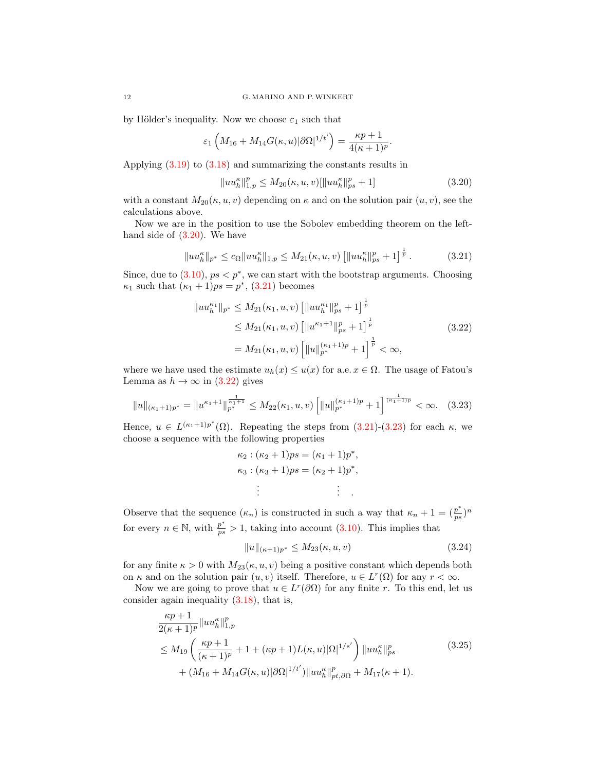by Hölder's inequality. Now we choose $\varepsilon_1$ such that

$$\varepsilon_1 \left( M_{16} + M_{14} G(\kappa, u) |\partial\Omega|^{1/t'} \right) = \frac{\kappa p + 1}{4(\kappa+1)^p}.$$

Applying (3.19) to (3.18) and summarizing the constants results in

$$\|u u_h^\kappa\|_{1,p}^p \leq M_{20}(\kappa, u, v) [\|u u_h^\kappa\|_{ps}^p + 1] \tag{3.20}$$

with a constant $M_{20}(\kappa, u, v)$ depending on $\kappa$ and on the solution pair $(u, v)$, see the calculations above.

Now we are in the position to use the Sobolev embedding theorem on the left-hand side of (3.20). We have

$$\|u u_h^\kappa\|_{p^*} \leq c_\Omega \|u u_h^\kappa\|_{1,p} \leq M_{21}(\kappa, u, v) \left[ \|u u_h^\kappa\|_{ps}^p + 1 \right]^{\frac{1}{p}}. \tag{3.21}$$

Since, due to (3.10), $ps < p^*$, we can start with the bootstrap arguments. Choosing $\kappa_1$ such that $(\kappa_1 + 1) ps = p^*$, (3.21) becomes

$$\begin{aligned}
\|u u_h^{\kappa_1}\|_{p^*} &\leq M_{21}(\kappa_1, u, v) \left[ \|u u_h^{\kappa_1}\|_{ps}^p + 1 \right]^{\frac{1}{p}} \\
&\leq M_{21}(\kappa_1, u, v) \left[ \|u^{\kappa_1 + 1}\|_{ps}^p + 1 \right]^{\frac{1}{p}} \\
&= M_{21}(\kappa_1, u, v) \left[ \|u\|_{p^*}^{(\kappa_1+1)p} + 1 \right]^{\frac{1}{p}} < \infty,
\end{aligned} \tag{3.22}$$

where we have used the estimate $u_h(x) \leq u(x)$ for a.e. $x \in \Omega$. The usage of Fatou's Lemma as $h \to \infty$ in (3.22) gives

$$\|u\|_{(\kappa_1+1)p^*} = \|u^{\kappa_1+1}\|_{p^*}^{\frac{1}{\kappa_1+1}} \leq M_{22}(\kappa_1, u, v) \left[ \|u\|_{p^*}^{(\kappa_1+1)p} + 1 \right]^{\frac{1}{(\kappa_1+1)p}} < \infty. \tag{3.23}$$

Hence, $u \in L^{(\kappa_1+1)p^*}(\Omega)$. Repeating the steps from (3.21)-(3.23) for each $\kappa$, we choose a sequence with the following properties

$$\begin{aligned}
\kappa_2 &: (\kappa_2 + 1) ps = (\kappa_1 + 1) p^*, \\
\kappa_3 &: (\kappa_3 + 1) ps = (\kappa_2 + 1) p^*, \\
&\vdots \qquad\qquad\qquad \vdots \quad .
\end{aligned}$$

Observe that the sequence $(\kappa_n)$ is constructed in such a way that $\kappa_n + 1 = (\frac{p^*}{ps})^n$ for every $n \in \mathbb{N}$, with $\frac{p^*}{ps} > 1$, taking into account (3.10). This implies that

$$\|u\|_{(\kappa+1)p^*} \leq M_{23}(\kappa, u, v) \tag{3.24}$$

for any finite $\kappa > 0$ with $M_{23}(\kappa, u, v)$ being a positive constant which depends both on $\kappa$ and on the solution pair $(u, v)$ itself. Therefore, $u \in L^r(\Omega)$ for any $r < \infty$.

Now we are going to prove that $u \in L^r(\partial\Omega)$ for any finite $r$. To this end, let us consider again inequality (3.18), that is,

$$\begin{aligned}
&\frac{\kappa p + 1}{2(\kappa+1)^p} \|u u_h^\kappa\|_{1,p}^p \\
&\leq M_{19} \left( \frac{\kappa p + 1}{(\kappa+1)^p} + 1 + (\kappa p + 1) L(\kappa, u) |\Omega|^{1/s'} \right) \|u u_h^\kappa\|_{ps}^p \\
&\qquad + (M_{16} + M_{14} G(\kappa, u) |\partial\Omega|^{1/t'}) \|u u_h^\kappa\|_{pt,\partial\Omega}^p + M_{17}(\kappa + 1).
\end{aligned} \tag{3.25}$$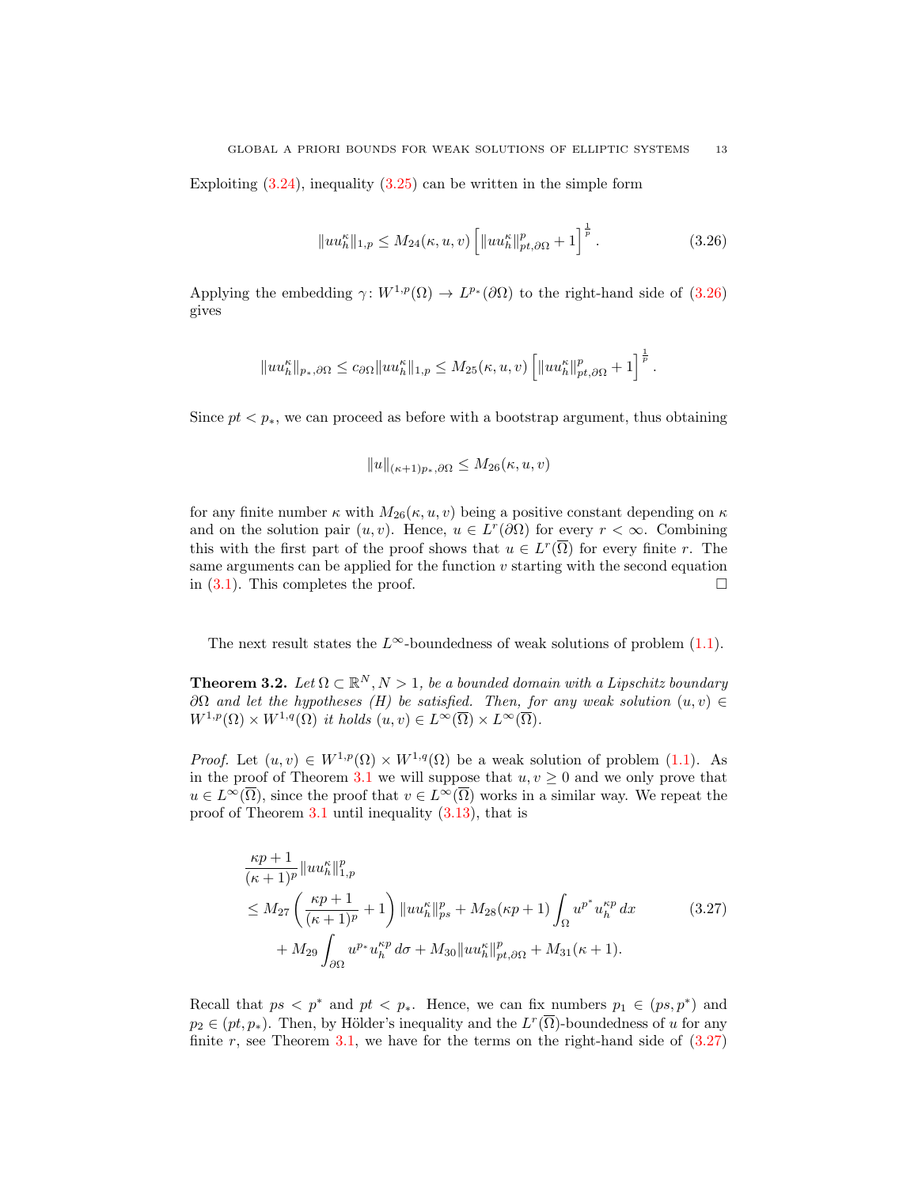Exploiting (3.24), inequality (3.25) can be written in the simple form

$$\|uu_h^\kappa\|_{1,p} \leq M_{24}(\kappa,u,v)\left[\|uu_h^\kappa\|_{pt,\partial\Omega}^p+1\right]^{\frac{1}{p}}. \tag{3.26}$$

Applying the embedding $\gamma\colon W^{1,p}(\Omega) \to L^{p_*}(\partial\Omega)$ to the right-hand side of (3.26) gives

$$\|uu_h^\kappa\|_{p_*,\partial\Omega} \leq c_{\partial\Omega}\|uu_h^\kappa\|_{1,p} \leq M_{25}(\kappa,u,v)\left[\|uu_h^\kappa\|_{pt,\partial\Omega}^p+1\right]^{\frac{1}{p}}.$$

Since $pt < p_*$, we can proceed as before with a bootstrap argument, thus obtaining

$$\|u\|_{(\kappa+1)p_*,\partial\Omega} \leq M_{26}(\kappa,u,v)$$

for any finite number $\kappa$ with $M_{26}(\kappa,u,v)$ being a positive constant depending on $\kappa$ and on the solution pair $(u,v)$. Hence, $u \in L^r(\partial\Omega)$ for every $r<\infty$. Combining this with the first part of the proof shows that $u \in L^r(\overline{\Omega})$ for every finite $r$. The same arguments can be applied for the function $v$ starting with the second equation in (3.1). This completes the proof. $\square$

The next result states the $L^\infty$-boundedness of weak solutions of problem (1.1).

**Theorem 3.2.** *Let $\Omega \subset \mathbb{R}^N, N>1$, be a bounded domain with a Lipschitz boundary $\partial\Omega$ and let the hypotheses (H) be satisfied. Then, for any weak solution $(u,v) \in W^{1,p}(\Omega)\times W^{1,q}(\Omega)$ it holds $(u,v)\in L^\infty(\overline{\Omega})\times L^\infty(\overline{\Omega})$.*

*Proof.* Let $(u,v)\in W^{1,p}(\Omega)\times W^{1,q}(\Omega)$ be a weak solution of problem (1.1). As in the proof of Theorem 3.1 we will suppose that $u,v\geq 0$ and we only prove that $u\in L^\infty(\overline{\Omega})$, since the proof that $v \in L^\infty(\overline{\Omega})$ works in a similar way. We repeat the proof of Theorem 3.1 until inequality (3.13), that is

$$\begin{aligned}
&\frac{\kappa p+1}{(\kappa+1)^p}\|uu_h^\kappa\|_{1,p}^p\\
&\leq M_{27}\left(\frac{\kappa p+1}{(\kappa+1)^p}+1\right)\|uu_h^\kappa\|_{ps}^p + M_{28}(\kappa p+1)\int_\Omega u^{p^*}u_h^{\kappa p}\,dx\\
&\quad + M_{29}\int_{\partial\Omega} u^{p_*}u_h^{\kappa p}\,d\sigma + M_{30}\|uu_h^\kappa\|_{pt,\partial\Omega}^p + M_{31}(\kappa+1).
\end{aligned} \tag{3.27}$$

Recall that $ps<p^*$ and $pt<p_*$. Hence, we can fix numbers $p_1 \in (ps,p^*)$ and $p_2 \in (pt,p_*)$. Then, by Hölder's inequality and the $L^r(\overline{\Omega})$-boundedness of $u$ for any finite $r$, see Theorem 3.1, we have for the terms on the right-hand side of (3.27)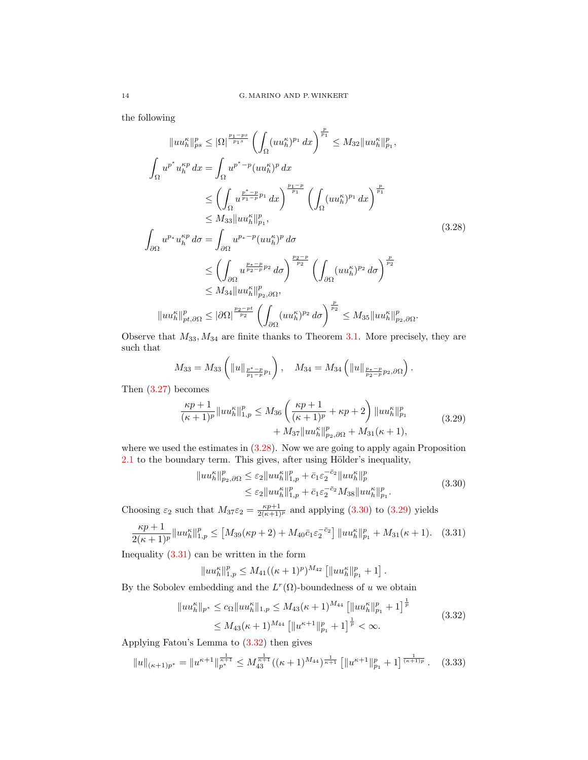the following

$$
\begin{aligned}
\|uu_h^\kappa\|_{ps}^p &\le |\Omega|^{\frac{p_1-ps}{p_1 s}} \left( \int_\Omega (uu_h^\kappa)^{p_1}\,dx \right)^{\frac{p}{p_1}} \le M_{32} \|uu_h^\kappa\|_{p_1}^p,\\
\int_\Omega u^{p^*} u_h^{\kappa p}\,dx &= \int_\Omega u^{p^*-p} (uu_h^\kappa)^p\,dx\\
&\le \left( \int_\Omega u^{\frac{p^*-p}{p_1-p}p_1}\,dx \right)^{\frac{p_1-p}{p_1}} \left( \int_\Omega (uu_h^\kappa)^{p_1}\,dx \right)^{\frac{p}{p_1}}\\
&\le M_{33} \|uu_h^\kappa\|_{p_1}^p,\\
\int_{\partial\Omega} u^{p_*} u_h^{\kappa p}\,d\sigma &= \int_{\partial\Omega} u^{p_*-p} (uu_h^\kappa)^p\,d\sigma\\
&\le \left( \int_{\partial\Omega} u^{\frac{p_*-p}{p_2-p}p_2}\,d\sigma \right)^{\frac{p_2-p}{p_2}} \left( \int_{\partial\Omega} (uu_h^\kappa)^{p_2}\,d\sigma \right)^{\frac{p}{p_2}}\\
&\le M_{34} \|uu_h^\kappa\|_{p_2,\partial\Omega}^p,\\
\|uu_h^\kappa\|_{pt,\partial\Omega}^p &\le |\partial\Omega|^{\frac{p_2-pt}{p_2}} \left( \int_{\partial\Omega} (uu_h^\kappa)^{p_2}\,d\sigma \right)^{\frac{p}{p_2}} \le M_{35} \|uu_h^\kappa\|_{p_2,\partial\Omega}^p.
\end{aligned}
\tag{3.28}
$$

Observe that $M_{33}, M_{34}$ are finite thanks to Theorem 3.1. More precisely, they are such that

$$
M_{33} = M_{33}\left( \|u\|_{\frac{p^*-p}{p_1-p}p_1} \right), \quad M_{34} = M_{34}\left( \|u\|_{\frac{p_*-p}{p_2-p}p_2,\partial\Omega} \right).
$$

Then (3.27) becomes

$$
\begin{aligned}
\frac{\kappa p+1}{(\kappa+1)^p} \|uu_h^\kappa\|_{1,p}^p &\le M_{36} \left( \frac{\kappa p+1}{(\kappa+1)^p} + \kappa p + 2 \right) \|uu_h^\kappa\|_{p_1}^p\\
&\quad + M_{37} \|uu_h^\kappa\|_{p_2,\partial\Omega}^p + M_{31}(\kappa+1),
\end{aligned}
\tag{3.29}
$$

where we used the estimates in (3.28). Now we are going to apply again Proposition 2.1 to the boundary term. This gives, after using Hölder's inequality,

$$
\begin{aligned}
\|uu_h^\kappa\|_{p_2,\partial\Omega}^p &\le \varepsilon_2 \|uu_h^\kappa\|_{1,p}^p + \bar{c}_1 \varepsilon_2^{-\bar{c}_2} \|uu_h^\kappa\|_p^p\\
&\le \varepsilon_2 \|uu_h^\kappa\|_{1,p}^p + \bar{c}_1 \varepsilon_2^{-\bar{c}_2} M_{38} \|uu_h^\kappa\|_{p_1}^p.
\end{aligned}
\tag{3.30}
$$

Choosing $\varepsilon_2$ such that $M_{37}\varepsilon_2 = \frac{\kappa p+1}{2(\kappa+1)^p}$ and applying (3.30) to (3.29) yields

$$
\frac{\kappa p+1}{2(\kappa+1)^p} \|uu_h^\kappa\|_{1,p}^p \le \left[ M_{39}(\kappa p+2) + M_{40}\bar{c}_1 \varepsilon_2^{-\bar{c}_2} \right] \|uu_h^\kappa\|_{p_1}^p + M_{31}(\kappa+1). \tag{3.31}
$$

Inequality (3.31) can be written in the form

$$
\|uu_h^\kappa\|_{1,p}^p \le M_{41} ((\kappa+1)^p)^{M_{42}} \left[ \|uu_h^\kappa\|_{p_1}^p + 1 \right].
$$

By the Sobolev embedding and the $L^r(\Omega)$-boundedness of $u$ we obtain

$$
\begin{aligned}
\|uu_h^\kappa\|_{p^*} \le c_\Omega \|uu_h^\kappa\|_{1,p} &\le M_{43}(\kappa+1)^{M_{44}} \left[ \|uu_h^\kappa\|_{p_1}^p + 1 \right]^{\frac{1}{p}}\\
&\le M_{43}(\kappa+1)^{M_{44}} \left[ \|u^{\kappa+1}\|_{p_1}^p + 1 \right]^{\frac{1}{p}} < \infty.
\end{aligned}
\tag{3.32}
$$

Applying Fatou's Lemma to (3.32) then gives

$$
\|u\|_{(\kappa+1)p^*} = \|u^{\kappa+1}\|_{p^*}^{\frac{1}{\kappa+1}} \le M_{43}^{\frac{1}{\kappa+1}} ((\kappa+1)^{M_{44}})^{\frac{1}{\kappa+1}} \left[ \|u^{\kappa+1}\|_{p_1}^p + 1 \right]^{\frac{1}{(\kappa+1)p}}. \tag{3.33}
$$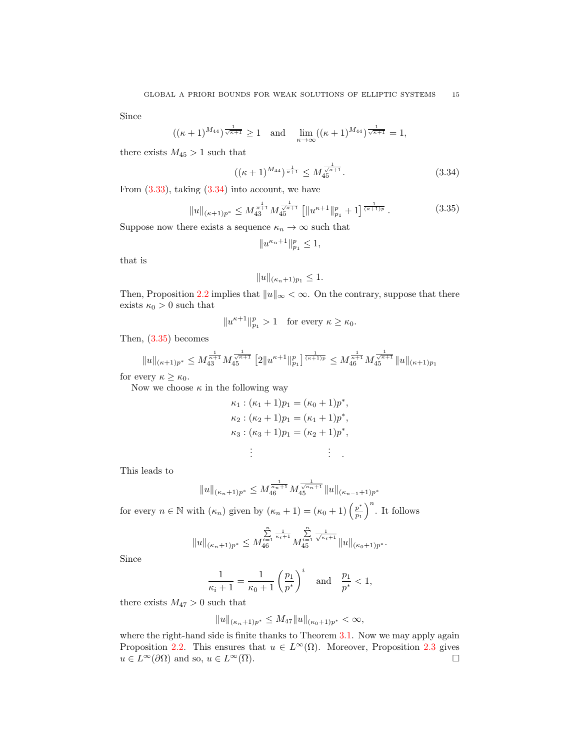Since

$$((\kappa+1)^{M_{44}})^{\frac{1}{\sqrt{\kappa+1}}} \geq 1 \quad \text{and} \quad \lim_{\kappa\to\infty}((\kappa+1)^{M_{44}})^{\frac{1}{\sqrt{\kappa+1}}} = 1,$$

there exists $M_{45} > 1$ such that

$$((\kappa+1)^{M_{44}})^{\frac{1}{\kappa+1}} \leq M_{45}^{\frac{1}{\sqrt{\kappa+1}}}. \tag{3.34}$$

From (3.33), taking (3.34) into account, we have

$$\|u\|_{(\kappa+1)p^*} \leq M_{43}^{\frac{1}{\kappa+1}} M_{45}^{\frac{1}{\sqrt{\kappa+1}}} \left[\|u^{\kappa+1}\|_{p_1}^p + 1\right]^{\frac{1}{(\kappa+1)p}}. \tag{3.35}$$

Suppose now there exists a sequence $\kappa_n \to \infty$ such that

$$\|u^{\kappa_n+1}\|_{p_1}^p \leq 1,$$

that is

$$\|u\|_{(\kappa_n+1)p_1} \leq 1.$$

Then, Proposition 2.2 implies that $\|u\|_\infty < \infty$. On the contrary, suppose that there exists $\kappa_0 > 0$ such that

$$\|u^{\kappa+1}\|_{p_1}^p > 1 \quad \text{for every } \kappa \geq \kappa_0.$$

Then, (3.35) becomes

$$\|u\|_{(\kappa+1)p^*} \leq M_{43}^{\frac{1}{\kappa+1}} M_{45}^{\frac{1}{\sqrt{\kappa+1}}} \left[2\|u^{\kappa+1}\|_{p_1}^p\right]^{\frac{1}{(\kappa+1)p}} \leq M_{46}^{\frac{1}{\kappa+1}} M_{45}^{\frac{1}{\sqrt{\kappa+1}}} \|u\|_{(\kappa+1)p_1}$$

for every $\kappa \geq \kappa_0$.

Now we choose $\kappa$ in the following way

$$\begin{aligned}
\kappa_1 &: (\kappa_1+1)p_1 = (\kappa_0+1)p^*,\\
\kappa_2 &: (\kappa_2+1)p_1 = (\kappa_1+1)p^*,\\
\kappa_3 &: (\kappa_3+1)p_1 = (\kappa_2+1)p^*,\\
&\vdots \qquad\qquad\qquad \vdots \quad .
\end{aligned}$$

This leads to

$$\|u\|_{(\kappa_n+1)p^*} \leq M_{46}^{\frac{1}{\kappa_n+1}} M_{45}^{\frac{1}{\sqrt{\kappa_n+1}}} \|u\|_{(\kappa_{n-1}+1)p^*}$$

for every $n \in \mathbb{N}$ with $(\kappa_n)$ given by $(\kappa_n+1) = (\kappa_0+1)\left(\frac{p^*}{p_1}\right)^n$. It follows

$$\|u\|_{(\kappa_n+1)p^*} \leq M_{46}^{\sum_{i=1}^{n}\frac{1}{\kappa_i+1}} M_{45}^{\sum_{i=1}^{n}\frac{1}{\sqrt{\kappa_i+1}}} \|u\|_{(\kappa_0+1)p^*}.$$

Since

$$\frac{1}{\kappa_i+1} = \frac{1}{\kappa_0+1}\left(\frac{p_1}{p^*}\right)^i \quad \text{and} \quad \frac{p_1}{p^*} < 1,$$

there exists $M_{47} > 0$ such that

$$\|u\|_{(\kappa_n+1)p^*} \leq M_{47}\|u\|_{(\kappa_0+1)p^*} < \infty,$$

where the right-hand side is finite thanks to Theorem 3.1. Now we may apply again Proposition 2.2. This ensures that $u \in L^\infty(\Omega)$. Moreover, Proposition 2.3 gives $u \in L^\infty(\partial\Omega)$ and so, $u \in L^\infty(\overline{\Omega})$. $\square$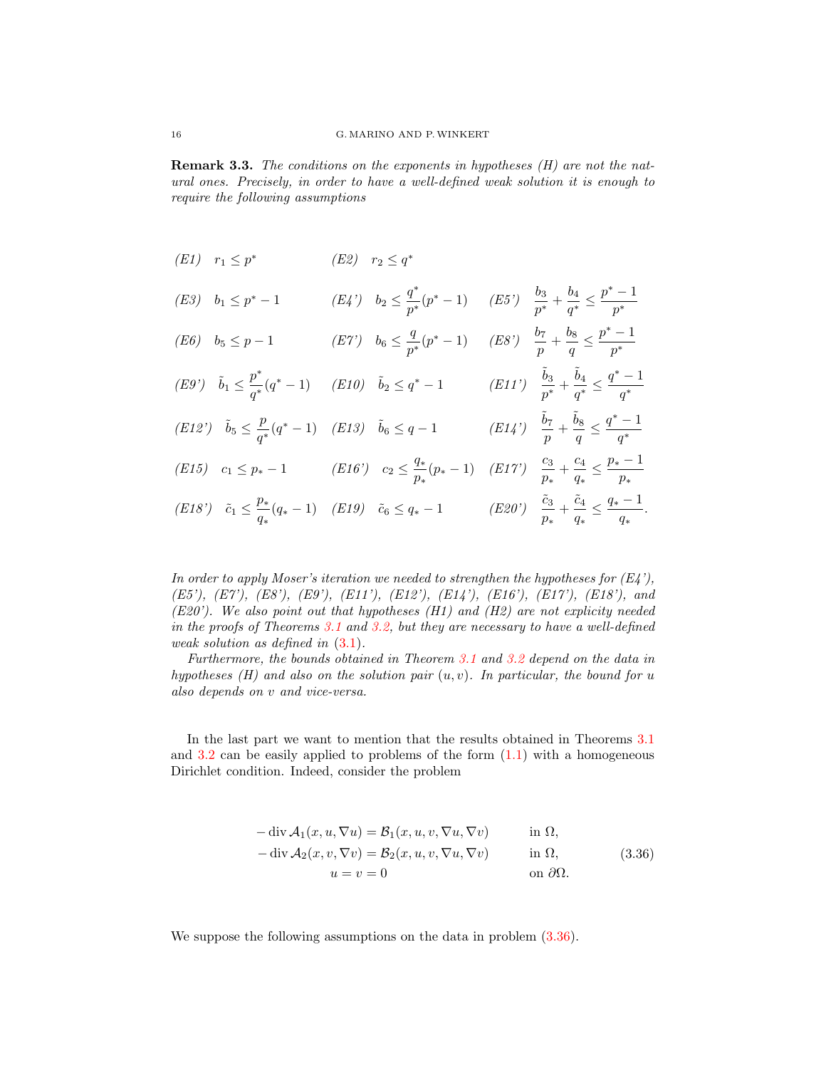**Remark 3.3.** *The conditions on the exponents in hypotheses (H) are not the natural ones. Precisely, in order to have a well-defined weak solution it is enough to require the following assumptions*

(E1) $r_1 \le p^*$ (E2) $r_2 \le q^*$

(E3) $b_1 \le p^* - 1$ (E4') $b_2 \le \dfrac{q^*}{p^*}(p^*-1)$ (E5') $\dfrac{b_3}{p^*} + \dfrac{b_4}{q^*} \le \dfrac{p^*-1}{p^*}$

(E6) $b_5 \le p - 1$ (E7') $b_6 \le \dfrac{q}{p^*}(p^*-1)$ (E8') $\dfrac{b_7}{p} + \dfrac{b_8}{q} \le \dfrac{p^*-1}{p^*}$

(E9') $\tilde{b}_1 \le \dfrac{p^*}{q^*}(q^*-1)$ (E10) $\tilde{b}_2 \le q^* - 1$ (E11') $\dfrac{\tilde{b}_3}{p^*} + \dfrac{\tilde{b}_4}{q^*} \le \dfrac{q^*-1}{q^*}$

(E12') $\tilde{b}_5 \le \dfrac{p}{q^*}(q^*-1)$ (E13) $\tilde{b}_6 \le q - 1$ (E14') $\dfrac{\tilde{b}_7}{p} + \dfrac{\tilde{b}_8}{q} \le \dfrac{q^*-1}{q^*}$

(E15) $c_1 \le p_* - 1$ (E16') $c_2 \le \dfrac{q_*}{p_*}(p_*-1)$ (E17') $\dfrac{c_3}{p_*} + \dfrac{c_4}{q_*} \le \dfrac{p_*-1}{p_*}$

(E18') $\tilde{c}_1 \le \dfrac{p_*}{q_*}(q_*-1)$ (E19) $\tilde{c}_6 \le q_* - 1$ (E20') $\dfrac{\tilde{c}_3}{p_*} + \dfrac{\tilde{c}_4}{q_*} \le \dfrac{q_*-1}{q_*}$.

*In order to apply Moser's iteration we needed to strengthen the hypotheses for (E4'), (E5'), (E7'), (E8'), (E9'), (E11'), (E12'), (E14'), (E16'), (E17'), (E18'), and (E20'). We also point out that hypotheses (H1) and (H2) are not explicity needed in the proofs of Theorems 3.1 and 3.2, but they are necessary to have a well-defined weak solution as defined in (3.1).*

*Furthermore, the bounds obtained in Theorem 3.1 and 3.2 depend on the data in hypotheses (H) and also on the solution pair $(u,v)$. In particular, the bound for $u$ also depends on $v$ and vice-versa.*

In the last part we want to mention that the results obtained in Theorems 3.1 and 3.2 can be easily applied to problems of the form (1.1) with a homogeneous Dirichlet condition. Indeed, consider the problem

$$
\begin{aligned}
-\operatorname{div} \mathcal{A}_1(x,u,\nabla u) &= \mathcal{B}_1(x,u,v,\nabla u,\nabla v) && \text{in } \Omega,\\
-\operatorname{div} \mathcal{A}_2(x,v,\nabla v) &= \mathcal{B}_2(x,u,v,\nabla u,\nabla v) && \text{in } \Omega,\\
u = v &= 0 && \text{on } \partial\Omega.
\end{aligned}
\tag{3.36}
$$

We suppose the following assumptions on the data in problem (3.36).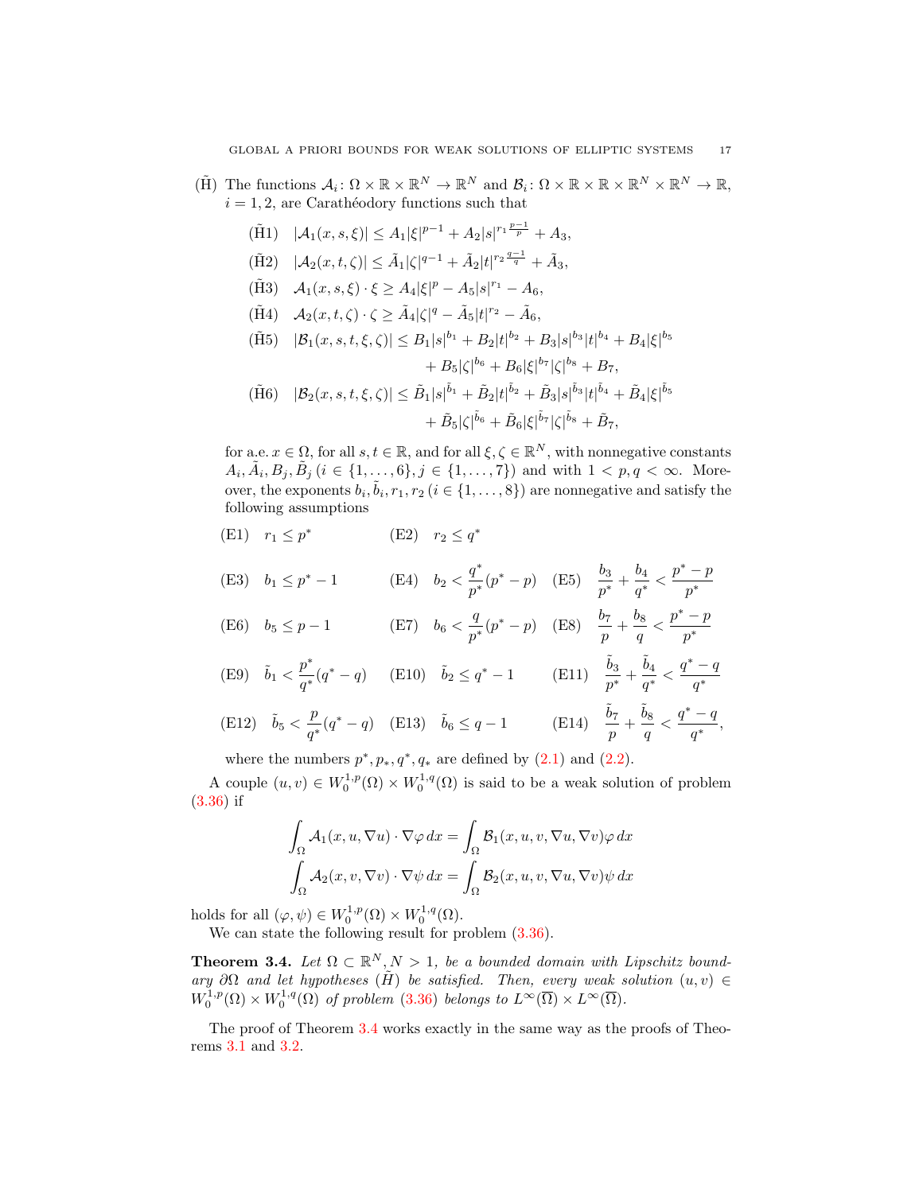($\tilde{\text{H}}$) The functions $\mathcal{A}_i \colon \Omega \times \mathbb{R} \times \mathbb{R}^N \to \mathbb{R}^N$ and $\mathcal{B}_i \colon \Omega \times \mathbb{R} \times \mathbb{R} \times \mathbb{R}^N \times \mathbb{R}^N \to \mathbb{R}$, $i = 1, 2$, are Carathéodory functions such that

($\tilde{\text{H}}$1) $|\mathcal{A}_1(x, s, \xi)| \leq A_1|\xi|^{p-1} + A_2|s|^{r_1 \frac{p-1}{p}} + A_3$,

($\tilde{\text{H}}$2) $|\mathcal{A}_2(x, t, \zeta)| \leq \tilde{A}_1|\zeta|^{q-1} + \tilde{A}_2|t|^{r_2 \frac{q-1}{q}} + \tilde{A}_3$,

($\tilde{\text{H}}$3) $\mathcal{A}_1(x, s, \xi) \cdot \xi \geq A_4|\xi|^p - A_5|s|^{r_1} - A_6$,

($\tilde{\text{H}}$4) $\mathcal{A}_2(x, t, \zeta) \cdot \zeta \geq \tilde{A}_4|\zeta|^q - \tilde{A}_5|t|^{r_2} - \tilde{A}_6$,

($\tilde{\text{H}}$5) $|\mathcal{B}_1(x, s, t, \xi, \zeta)| \leq B_1|s|^{b_1} + B_2|t|^{b_2} + B_3|s|^{b_3}|t|^{b_4} + B_4|\xi|^{b_5} + B_5|\zeta|^{b_6} + B_6|\xi|^{b_7}|\zeta|^{b_8} + B_7$,

($\tilde{\text{H}}$6) $|\mathcal{B}_2(x, s, t, \xi, \zeta)| \leq \tilde{B}_1|s|^{\tilde{b}_1} + \tilde{B}_2|t|^{\tilde{b}_2} + \tilde{B}_3|s|^{\tilde{b}_3}|t|^{\tilde{b}_4} + \tilde{B}_4|\xi|^{\tilde{b}_5} + \tilde{B}_5|\zeta|^{\tilde{b}_6} + \tilde{B}_6|\xi|^{\tilde{b}_7}|\zeta|^{\tilde{b}_8} + \tilde{B}_7$,

for a.e. $x \in \Omega$, for all $s, t \in \mathbb{R}$, and for all $\xi, \zeta \in \mathbb{R}^N$, with nonnegative constants $A_i, \tilde{A}_i, B_j, \tilde{B}_j$ ($i \in \{1, \ldots, 6\}, j \in \{1, \ldots, 7\}$) and with $1 < p, q < \infty$. Moreover, the exponents $b_i, \tilde{b}_i, r_1, r_2$ ($i \in \{1, \ldots, 8\}$) are nonnegative and satisfy the following assumptions

(E1) $r_1 \leq p^*$ (E2) $r_2 \leq q^*$

(E3) $b_1 \leq p^* - 1$ (E4) $b_2 < \dfrac{q^*}{p^*}(p^* - p)$ (E5) $\dfrac{b_3}{p^*} + \dfrac{b_4}{q^*} < \dfrac{p^* - p}{p^*}$

(E6) $b_5 \leq p - 1$ (E7) $b_6 < \dfrac{q}{p^*}(p^* - p)$ (E8) $\dfrac{b_7}{p} + \dfrac{b_8}{q} < \dfrac{p^* - p}{p^*}$

(E9) $\tilde{b}_1 < \dfrac{p^*}{q^*}(q^* - q)$ (E10) $\tilde{b}_2 \leq q^* - 1$ (E11) $\dfrac{\tilde{b}_3}{p^*} + \dfrac{\tilde{b}_4}{q^*} < \dfrac{q^* - q}{q^*}$

(E12) $\tilde{b}_5 < \dfrac{p}{q^*}(q^* - q)$ (E13) $\tilde{b}_6 \leq q - 1$ (E14) $\dfrac{\tilde{b}_7}{p} + \dfrac{\tilde{b}_8}{q} < \dfrac{q^* - q}{q^*}$,

where the numbers $p^*, p_*, q^*, q_*$ are defined by (2.1) and (2.2).

A couple $(u, v) \in W_0^{1,p}(\Omega) \times W_0^{1,q}(\Omega)$ is said to be a weak solution of problem (3.36) if

$$
\begin{aligned}
\int_\Omega \mathcal{A}_1(x, u, \nabla u) \cdot \nabla \varphi \, dx &= \int_\Omega \mathcal{B}_1(x, u, v, \nabla u, \nabla v)\varphi \, dx \\
\int_\Omega \mathcal{A}_2(x, v, \nabla v) \cdot \nabla \psi \, dx &= \int_\Omega \mathcal{B}_2(x, u, v, \nabla u, \nabla v)\psi \, dx
\end{aligned}
$$

holds for all $(\varphi, \psi) \in W_0^{1,p}(\Omega) \times W_0^{1,q}(\Omega)$.

We can state the following result for problem (3.36).

**Theorem 3.4.** *Let $\Omega \subset \mathbb{R}^N, N > 1$, be a bounded domain with Lipschitz boundary $\partial\Omega$ and let hypotheses ($\tilde{H}$) be satisfied. Then, every weak solution $(u, v) \in W_0^{1,p}(\Omega) \times W_0^{1,q}(\Omega)$ of problem (3.36) belongs to $L^\infty(\overline{\Omega}) \times L^\infty(\overline{\Omega})$.*

The proof of Theorem 3.4 works exactly in the same way as the proofs of Theorems 3.1 and 3.2.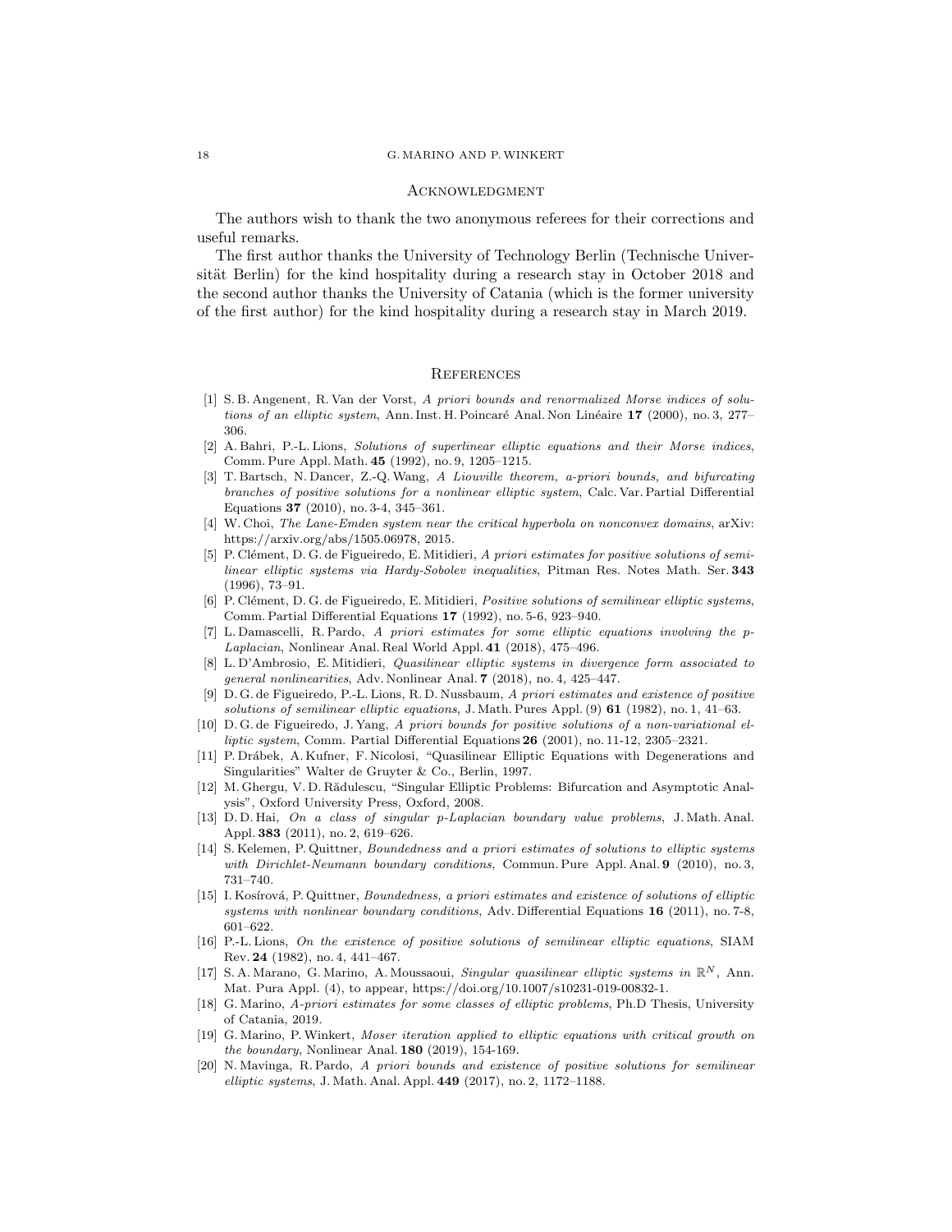## Acknowledgment

The authors wish to thank the two anonymous referees for their corrections and useful remarks.

The first author thanks the University of Technology Berlin (Technische Universität Berlin) for the kind hospitality during a research stay in October 2018 and the second author thanks the University of Catania (which is the former university of the first author) for the kind hospitality during a research stay in March 2019.

## References

[1] S. B. Angenent, R. Van der Vorst, *A priori bounds and renormalized Morse indices of solutions of an elliptic system*, Ann. Inst. H. Poincaré Anal. Non Linéaire **17** (2000), no. 3, 277–306.

[2] A. Bahri, P.-L. Lions, *Solutions of superlinear elliptic equations and their Morse indices*, Comm. Pure Appl. Math. **45** (1992), no. 9, 1205–1215.

[3] T. Bartsch, N. Dancer, Z.-Q. Wang, *A Liouville theorem, a-priori bounds, and bifurcating branches of positive solutions for a nonlinear elliptic system*, Calc. Var. Partial Differential Equations **37** (2010), no. 3-4, 345–361.

[4] W. Choi, *The Lane-Emden system near the critical hyperbola on nonconvex domains*, arXiv: https://arxiv.org/abs/1505.06978, 2015.

[5] P. Clément, D. G. de Figueiredo, E. Mitidieri, *A priori estimates for positive solutions of semilinear elliptic systems via Hardy-Sobolev inequalities*, Pitman Res. Notes Math. Ser. **343** (1996), 73–91.

[6] P. Clément, D. G. de Figueiredo, E. Mitidieri, *Positive solutions of semilinear elliptic systems*, Comm. Partial Differential Equations **17** (1992), no. 5-6, 923–940.

[7] L. Damascelli, R. Pardo, *A priori estimates for some elliptic equations involving the p-Laplacian*, Nonlinear Anal. Real World Appl. **41** (2018), 475–496.

[8] L. D'Ambrosio, E. Mitidieri, *Quasilinear elliptic systems in divergence form associated to general nonlinearities*, Adv. Nonlinear Anal. **7** (2018), no. 4, 425–447.

[9] D. G. de Figueiredo, P.-L. Lions, R. D. Nussbaum, *A priori estimates and existence of positive solutions of semilinear elliptic equations*, J. Math. Pures Appl. (9) **61** (1982), no. 1, 41–63.

[10] D. G. de Figueiredo, J. Yang, *A priori bounds for positive solutions of a non-variational elliptic system*, Comm. Partial Differential Equations **26** (2001), no. 11-12, 2305–2321.

[11] P. Drábek, A. Kufner, F. Nicolosi, "Quasilinear Elliptic Equations with Degenerations and Singularities" Walter de Gruyter & Co., Berlin, 1997.

[12] M. Ghergu, V. D. Rădulescu, "Singular Elliptic Problems: Bifurcation and Asymptotic Analysis", Oxford University Press, Oxford, 2008.

[13] D. D. Hai, *On a class of singular p-Laplacian boundary value problems*, J. Math. Anal. Appl. **383** (2011), no. 2, 619–626.

[14] S. Kelemen, P. Quittner, *Boundedness and a priori estimates of solutions to elliptic systems with Dirichlet-Neumann boundary conditions*, Commun. Pure Appl. Anal. **9** (2010), no. 3, 731–740.

[15] I. Kosírová, P. Quittner, *Boundedness, a priori estimates and existence of solutions of elliptic systems with nonlinear boundary conditions*, Adv. Differential Equations **16** (2011), no. 7-8, 601–622.

[16] P.-L. Lions, *On the existence of positive solutions of semilinear elliptic equations*, SIAM Rev. **24** (1982), no. 4, 441–467.

[17] S. A. Marano, G. Marino, A. Moussaoui, *Singular quasilinear elliptic systems in* $\mathbb{R}^N$, Ann. Mat. Pura Appl. (4), to appear, https://doi.org/10.1007/s10231-019-00832-1.

[18] G. Marino, *A-priori estimates for some classes of elliptic problems*, Ph.D Thesis, University of Catania, 2019.

[19] G. Marino, P. Winkert, *Moser iteration applied to elliptic equations with critical growth on the boundary*, Nonlinear Anal. **180** (2019), 154-169.

[20] N. Mavinga, R. Pardo, *A priori bounds and existence of positive solutions for semilinear elliptic systems*, J. Math. Anal. Appl. **449** (2017), no. 2, 1172–1188.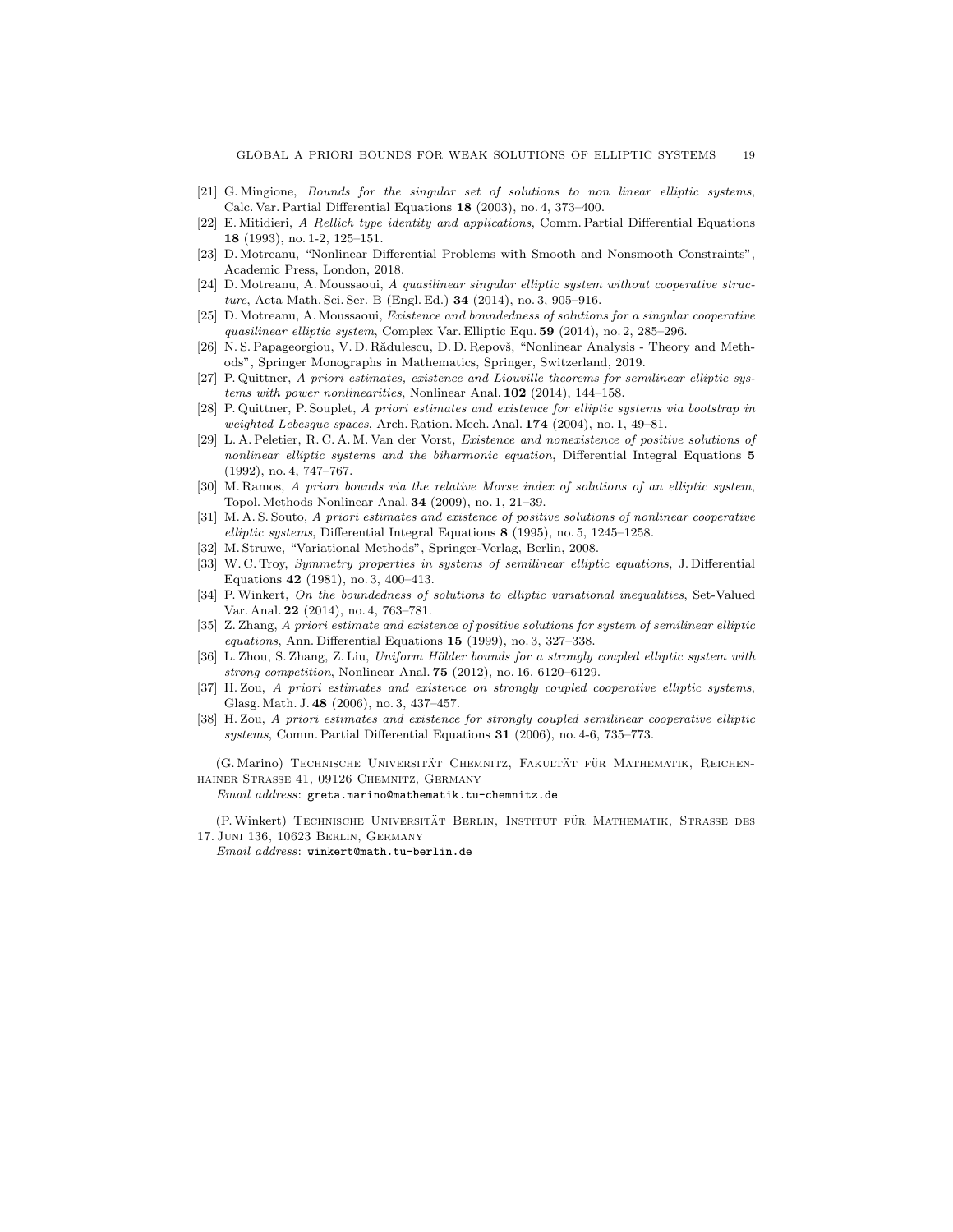[21] G. Mingione, *Bounds for the singular set of solutions to non linear elliptic systems*, Calc. Var. Partial Differential Equations **18** (2003), no. 4, 373–400.

[22] E. Mitidieri, *A Rellich type identity and applications*, Comm. Partial Differential Equations **18** (1993), no. 1-2, 125–151.

[23] D. Motreanu, "Nonlinear Differential Problems with Smooth and Nonsmooth Constraints", Academic Press, London, 2018.

[24] D. Motreanu, A. Moussaoui, *A quasilinear singular elliptic system without cooperative structure*, Acta Math. Sci. Ser. B (Engl. Ed.) **34** (2014), no. 3, 905–916.

[25] D. Motreanu, A. Moussaoui, *Existence and boundedness of solutions for a singular cooperative quasilinear elliptic system*, Complex Var. Elliptic Equ. **59** (2014), no. 2, 285–296.

[26] N. S. Papageorgiou, V. D. Rădulescu, D. D. Repovš, "Nonlinear Analysis - Theory and Methods", Springer Monographs in Mathematics, Springer, Switzerland, 2019.

[27] P. Quittner, *A priori estimates, existence and Liouville theorems for semilinear elliptic systems with power nonlinearities*, Nonlinear Anal. **102** (2014), 144–158.

[28] P. Quittner, P. Souplet, *A priori estimates and existence for elliptic systems via bootstrap in weighted Lebesgue spaces*, Arch. Ration. Mech. Anal. **174** (2004), no. 1, 49–81.

[29] L. A. Peletier, R. C. A. M. Van der Vorst, *Existence and nonexistence of positive solutions of nonlinear elliptic systems and the biharmonic equation*, Differential Integral Equations **5** (1992), no. 4, 747–767.

[30] M. Ramos, *A priori bounds via the relative Morse index of solutions of an elliptic system*, Topol. Methods Nonlinear Anal. **34** (2009), no. 1, 21–39.

[31] M. A. S. Souto, *A priori estimates and existence of positive solutions of nonlinear cooperative elliptic systems*, Differential Integral Equations **8** (1995), no. 5, 1245–1258.

[32] M. Struwe, "Variational Methods", Springer-Verlag, Berlin, 2008.

[33] W. C. Troy, *Symmetry properties in systems of semilinear elliptic equations*, J. Differential Equations **42** (1981), no. 3, 400–413.

[34] P. Winkert, *On the boundedness of solutions to elliptic variational inequalities*, Set-Valued Var. Anal. **22** (2014), no. 4, 763–781.

[35] Z. Zhang, *A priori estimate and existence of positive solutions for system of semilinear elliptic equations*, Ann. Differential Equations **15** (1999), no. 3, 327–338.

[36] L. Zhou, S. Zhang, Z. Liu, *Uniform Hölder bounds for a strongly coupled elliptic system with strong competition*, Nonlinear Anal. **75** (2012), no. 16, 6120–6129.

[37] H. Zou, *A priori estimates and existence on strongly coupled cooperative elliptic systems*, Glasg. Math. J. **48** (2006), no. 3, 437–457.

[38] H. Zou, *A priori estimates and existence for strongly coupled semilinear cooperative elliptic systems*, Comm. Partial Differential Equations **31** (2006), no. 4-6, 735–773.

(G. Marino) Technische Universität Chemnitz, Fakultät für Mathematik, Reichenhainer Strasse 41, 09126 Chemnitz, Germany

*Email address*: greta.marino@mathematik.tu-chemnitz.de

(P. Winkert) Technische Universität Berlin, Institut für Mathematik, Strasse des 17. Juni 136, 10623 Berlin, Germany

*Email address*: winkert@math.tu-berlin.de